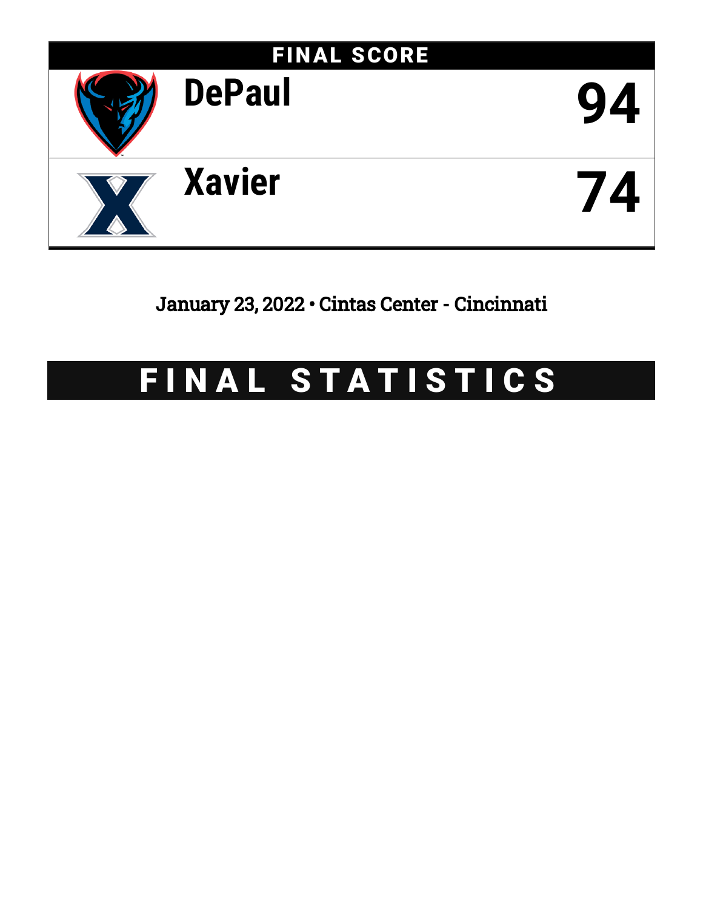## FINAL SCORE

| Team | Score |
|---|---|
| DePaul | 94 |
| Xavier | 74 |

January 23, 2022 • Cintas Center - Cincinnati

# FINAL STATISTICS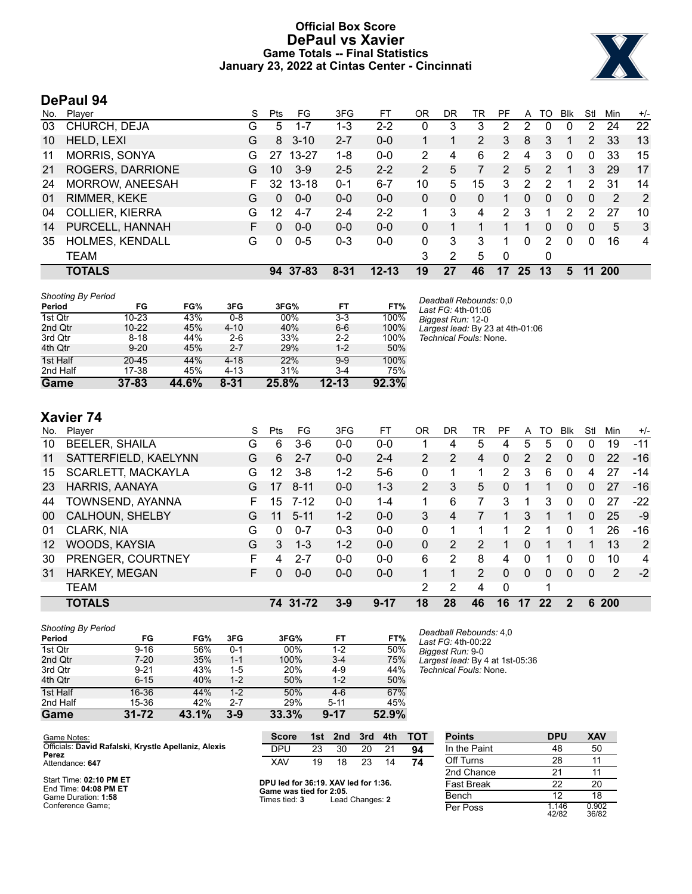# Official Box Score
# DePaul vs Xavier
### Game Totals -- Final Statistics
### January 23, 2022 at Cintas Center - Cincinnati

## DePaul 94

| No. | Player | S | Pts | FG | 3FG | FT | OR | DR | TR | PF | A | TO | Blk | Stl | Min | +/- |
|---|---|---|---|---|---|---|---|---|---|---|---|---|---|---|---|---|
| 03 | CHURCH, DEJA | G | 5 | 1-7 | 1-3 | 2-2 | 0 | 3 | 3 | 2 | 2 | 0 | 0 | 2 | 24 | 22 |
| 10 | HELD, LEXI | G | 8 | 3-10 | 2-7 | 0-0 | 1 | 1 | 2 | 3 | 8 | 3 | 1 | 2 | 33 | 13 |
| 11 | MORRIS, SONYA | G | 27 | 13-27 | 1-8 | 0-0 | 2 | 4 | 6 | 2 | 4 | 3 | 0 | 0 | 33 | 15 |
| 21 | ROGERS, DARRIONE | G | 10 | 3-9 | 2-5 | 2-2 | 2 | 5 | 7 | 2 | 5 | 2 | 1 | 3 | 29 | 17 |
| 24 | MORROW, ANEESAH | F | 32 | 13-18 | 0-1 | 6-7 | 10 | 5 | 15 | 3 | 2 | 2 | 1 | 2 | 31 | 14 |
| 01 | RIMMER, KEKE | G | 0 | 0-0 | 0-0 | 0-0 | 0 | 0 | 0 | 1 | 0 | 0 | 0 | 0 | 2 | 2 |
| 04 | COLLIER, KIERRA | G | 12 | 4-7 | 2-4 | 2-2 | 1 | 3 | 4 | 2 | 3 | 1 | 2 | 2 | 27 | 10 |
| 14 | PURCELL, HANNAH | F | 0 | 0-0 | 0-0 | 0-0 | 0 | 1 | 1 | 1 | 1 | 0 | 0 | 0 | 5 | 3 |
| 35 | HOLMES, KENDALL | G | 0 | 0-5 | 0-3 | 0-0 | 0 | 3 | 3 | 1 | 0 | 2 | 0 | 0 | 16 | 4 |
| | TEAM | | | | | | 3 | 2 | 5 | 0 | | 0 | | | | |
| | **TOTALS** | | **94** | **37-83** | **8-31** | **12-13** | **19** | **27** | **46** | **17** | **25** | **13** | **5** | **11** | **200** | |

*Shooting By Period*

| Period | FG | FG% | 3FG | 3FG% | FT | FT% |
|---|---|---|---|---|---|---|
| 1st Qtr | 10-23 | 43% | 0-8 | 00% | 3-3 | 100% |
| 2nd Qtr | 10-22 | 45% | 4-10 | 40% | 6-6 | 100% |
| 3rd Qtr | 8-18 | 44% | 2-6 | 33% | 2-2 | 100% |
| 4th Qtr | 9-20 | 45% | 2-7 | 29% | 1-2 | 50% |
| 1st Half | 20-45 | 44% | 4-18 | 22% | 9-9 | 100% |
| 2nd Half | 17-38 | 45% | 4-13 | 31% | 3-4 | 75% |
| **Game** | **37-83** | **44.6%** | **8-31** | **25.8%** | **12-13** | **92.3%** |

*Deadball Rebounds:* 0,0
*Last FG:* 4th-01:06
*Biggest Run:* 12-0
*Largest lead:* By 23 at 4th-01:06
*Technical Fouls:* None.

## Xavier 74

| No. | Player | S | Pts | FG | 3FG | FT | OR | DR | TR | PF | A | TO | Blk | Stl | Min | +/- |
|---|---|---|---|---|---|---|---|---|---|---|---|---|---|---|---|---|
| 10 | BEELER, SHAILA | G | 6 | 3-6 | 0-0 | 0-0 | 1 | 4 | 5 | 4 | 5 | 5 | 0 | 0 | 19 | -11 |
| 11 | SATTERFIELD, KAELYNN | G | 6 | 2-7 | 0-0 | 2-4 | 2 | 2 | 4 | 0 | 2 | 2 | 0 | 0 | 22 | -16 |
| 15 | SCARLETT, MACKAYLA | G | 12 | 3-8 | 1-2 | 5-6 | 0 | 1 | 1 | 2 | 3 | 6 | 0 | 4 | 27 | -14 |
| 23 | HARRIS, AANAYA | G | 17 | 8-11 | 0-0 | 1-3 | 2 | 3 | 5 | 0 | 1 | 1 | 0 | 0 | 27 | -16 |
| 44 | TOWNSEND, AYANNA | F | 15 | 7-12 | 0-0 | 1-4 | 1 | 6 | 7 | 3 | 1 | 3 | 0 | 0 | 27 | -22 |
| 00 | CALHOUN, SHELBY | G | 11 | 5-11 | 1-2 | 0-0 | 3 | 4 | 7 | 1 | 3 | 1 | 1 | 0 | 25 | -9 |
| 01 | CLARK, NIA | G | 0 | 0-7 | 0-3 | 0-0 | 0 | 1 | 1 | 1 | 2 | 1 | 0 | 1 | 26 | -16 |
| 12 | WOODS, KAYSIA | G | 3 | 1-3 | 1-2 | 0-0 | 0 | 2 | 2 | 1 | 0 | 1 | 1 | 1 | 13 | 2 |
| 30 | PRENGER, COURTNEY | F | 4 | 2-7 | 0-0 | 0-0 | 6 | 2 | 8 | 4 | 0 | 1 | 0 | 0 | 10 | 4 |
| 31 | HARKEY, MEGAN | F | 0 | 0-0 | 0-0 | 0-0 | 1 | 1 | 2 | 0 | 0 | 0 | 0 | 0 | 2 | -2 |
| | TEAM | | | | | | 2 | 2 | 4 | 0 | | 1 | | | | |
| | **TOTALS** | | **74** | **31-72** | **3-9** | **9-17** | **18** | **28** | **46** | **16** | **17** | **22** | **2** | **6** | **200** | |

*Shooting By Period*

| Period | FG | FG% | 3FG | 3FG% | FT | FT% |
|---|---|---|---|---|---|---|
| 1st Qtr | 9-16 | 56% | 0-1 | 00% | 1-2 | 50% |
| 2nd Qtr | 7-20 | 35% | 1-1 | 100% | 3-4 | 75% |
| 3rd Qtr | 9-21 | 43% | 1-5 | 20% | 4-9 | 44% |
| 4th Qtr | 6-15 | 40% | 1-2 | 50% | 1-2 | 50% |
| 1st Half | 16-36 | 44% | 1-2 | 50% | 4-6 | 67% |
| 2nd Half | 15-36 | 42% | 2-7 | 29% | 5-11 | 45% |
| **Game** | **31-72** | **43.1%** | **3-9** | **33.3%** | **9-17** | **52.9%** |

*Deadball Rebounds:* 4,0
*Last FG:* 4th-00:22
*Biggest Run:* 9-0
*Largest lead:* By 4 at 1st-05:36
*Technical Fouls:* None.

Game Notes:
Officials: **David Rafalski, Krystle Apellaniz, Alexis Perez**
Attendance: **647**

Start Time: **02:10 PM ET**
End Time: **04:08 PM ET**
Game Duration: **1:58**
Conference Game;

| Score | 1st | 2nd | 3rd | 4th | TOT |
|---|---|---|---|---|---|
| DPU | 23 | 30 | 20 | 21 | **94** |
| XAV | 19 | 18 | 23 | 14 | **74** |

**DPU led for 36:19. XAV led for 1:36.**
**Game was tied for 2:05.**
Times tied: **3** Lead Changes: **2**

| Points | DPU | XAV |
|---|---|---|
| In the Paint | 48 | 50 |
| Off Turns | 28 | 11 |
| 2nd Chance | 21 | 11 |
| Fast Break | 22 | 20 |
| Bench | 12 | 18 |
| Per Poss | 1.146 42/82 | 0.902 36/82 |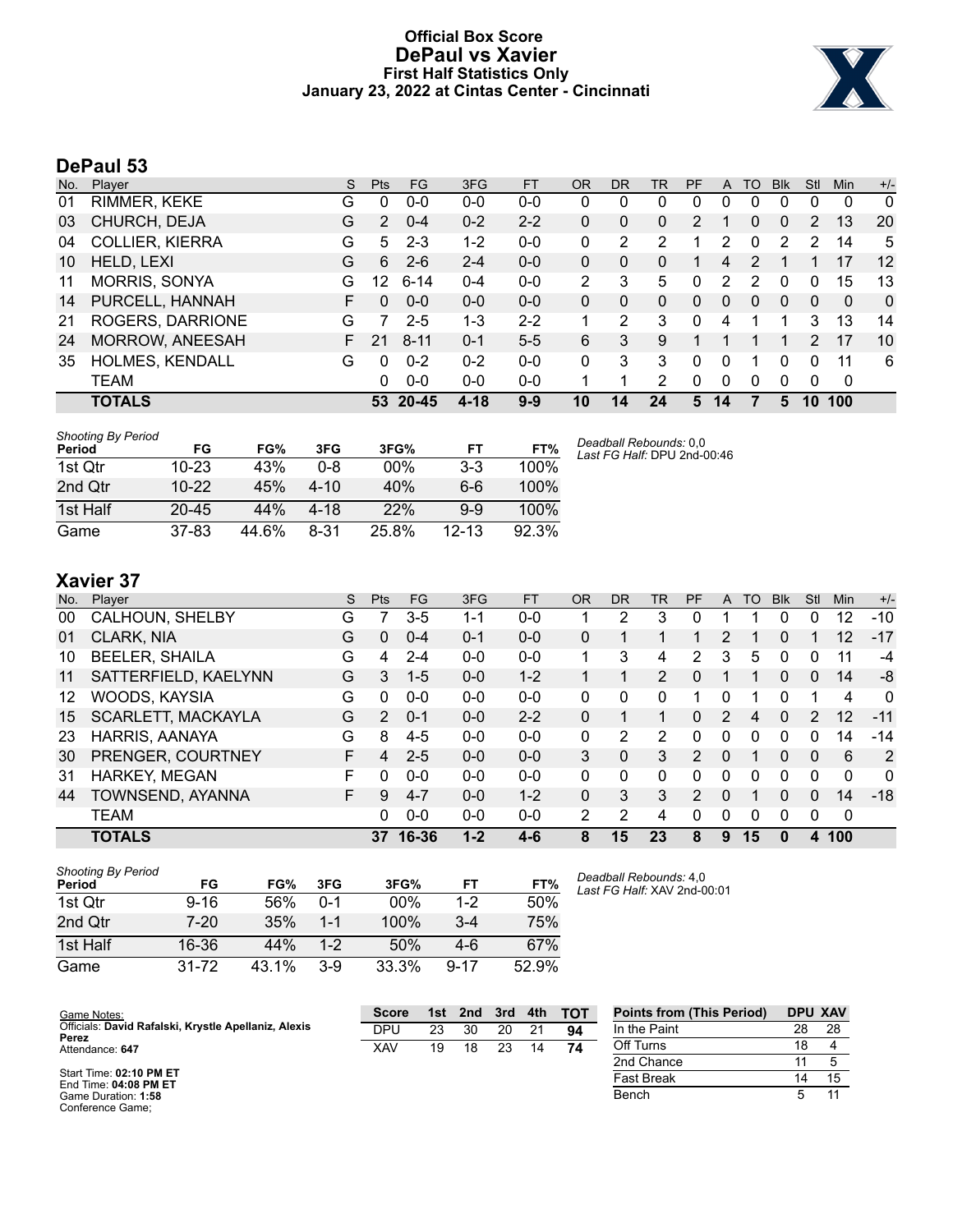# Official Box Score
# DePaul vs Xavier
### First Half Statistics Only
### January 23, 2022 at Cintas Center - Cincinnati

## DePaul 53

| No. | Player | S | Pts | FG | 3FG | FT | OR | DR | TR | PF | A | TO | Blk | Stl | Min | +/- |
|---|---|---|---|---|---|---|---|---|---|---|---|---|---|---|---|---|
| 01 | RIMMER, KEKE | G | 0 | 0-0 | 0-0 | 0-0 | 0 | 0 | 0 | 0 | 0 | 0 | 0 | 0 | 0 | 0 |
| 03 | CHURCH, DEJA | G | 2 | 0-4 | 0-2 | 2-2 | 0 | 0 | 0 | 2 | 1 | 0 | 0 | 2 | 13 | 20 |
| 04 | COLLIER, KIERRA | G | 5 | 2-3 | 1-2 | 0-0 | 0 | 2 | 2 | 1 | 2 | 0 | 2 | 2 | 14 | 5 |
| 10 | HELD, LEXI | G | 6 | 2-6 | 2-4 | 0-0 | 0 | 0 | 0 | 1 | 4 | 2 | 1 | 1 | 17 | 12 |
| 11 | MORRIS, SONYA | G | 12 | 6-14 | 0-4 | 0-0 | 2 | 3 | 5 | 0 | 2 | 2 | 0 | 0 | 15 | 13 |
| 14 | PURCELL, HANNAH | F | 0 | 0-0 | 0-0 | 0-0 | 0 | 0 | 0 | 0 | 0 | 0 | 0 | 0 | 0 | 0 |
| 21 | ROGERS, DARRIONE | G | 7 | 2-5 | 1-3 | 2-2 | 1 | 2 | 3 | 0 | 4 | 1 | 1 | 3 | 13 | 14 |
| 24 | MORROW, ANEESAH | F | 21 | 8-11 | 0-1 | 5-5 | 6 | 3 | 9 | 1 | 1 | 1 | 1 | 2 | 17 | 10 |
| 35 | HOLMES, KENDALL | G | 0 | 0-2 | 0-2 | 0-0 | 0 | 3 | 3 | 0 | 0 | 1 | 0 | 0 | 11 | 6 |
| | TEAM | | 0 | 0-0 | 0-0 | 0-0 | 1 | 1 | 2 | 0 | 0 | 0 | 0 | 0 | 0 | |
| | **TOTALS** | | **53** | **20-45** | **4-18** | **9-9** | **10** | **14** | **24** | **5** | **14** | **7** | **5** | **10** | **100** | |

*Shooting By Period*

| Period | FG | FG% | 3FG | 3FG% | FT | FT% |
|---|---|---|---|---|---|---|
| 1st Qtr | 10-23 | 43% | 0-8 | 00% | 3-3 | 100% |
| 2nd Qtr | 10-22 | 45% | 4-10 | 40% | 6-6 | 100% |
| 1st Half | 20-45 | 44% | 4-18 | 22% | 9-9 | 100% |
| Game | 37-83 | 44.6% | 8-31 | 25.8% | 12-13 | 92.3% |

*Deadball Rebounds:* 0,0
*Last FG Half:* DPU 2nd-00:46

## Xavier 37

| No. | Player | S | Pts | FG | 3FG | FT | OR | DR | TR | PF | A | TO | Blk | Stl | Min | +/- |
|---|---|---|---|---|---|---|---|---|---|---|---|---|---|---|---|---|
| 00 | CALHOUN, SHELBY | G | 7 | 3-5 | 1-1 | 0-0 | 1 | 2 | 3 | 0 | 1 | 1 | 0 | 0 | 12 | -10 |
| 01 | CLARK, NIA | G | 0 | 0-4 | 0-1 | 0-0 | 0 | 1 | 1 | 1 | 2 | 1 | 0 | 1 | 12 | -17 |
| 10 | BEELER, SHAILA | G | 4 | 2-4 | 0-0 | 0-0 | 1 | 3 | 4 | 2 | 3 | 5 | 0 | 0 | 11 | -4 |
| 11 | SATTERFIELD, KAELYNN | G | 3 | 1-5 | 0-0 | 1-2 | 1 | 1 | 2 | 0 | 1 | 1 | 0 | 0 | 14 | -8 |
| 12 | WOODS, KAYSIA | G | 0 | 0-0 | 0-0 | 0-0 | 0 | 0 | 0 | 1 | 0 | 1 | 0 | 1 | 4 | 0 |
| 15 | SCARLETT, MACKAYLA | G | 2 | 0-1 | 0-0 | 2-2 | 0 | 1 | 1 | 0 | 2 | 4 | 0 | 2 | 12 | -11 |
| 23 | HARRIS, AANAYA | G | 8 | 4-5 | 0-0 | 0-0 | 0 | 2 | 2 | 0 | 0 | 0 | 0 | 0 | 14 | -14 |
| 30 | PRENGER, COURTNEY | F | 4 | 2-5 | 0-0 | 0-0 | 3 | 0 | 3 | 2 | 0 | 1 | 0 | 0 | 6 | 2 |
| 31 | HARKEY, MEGAN | F | 0 | 0-0 | 0-0 | 0-0 | 0 | 0 | 0 | 0 | 0 | 0 | 0 | 0 | 0 | 0 |
| 44 | TOWNSEND, AYANNA | F | 9 | 4-7 | 0-0 | 1-2 | 0 | 3 | 3 | 2 | 0 | 1 | 0 | 0 | 14 | -18 |
| | TEAM | | 0 | 0-0 | 0-0 | 0-0 | 2 | 2 | 4 | 0 | 0 | 0 | 0 | 0 | 0 | |
| | **TOTALS** | | **37** | **16-36** | **1-2** | **4-6** | **8** | **15** | **23** | **8** | **9** | **15** | **0** | **4** | **100** | |

*Shooting By Period*

| Period | FG | FG% | 3FG | 3FG% | FT | FT% |
|---|---|---|---|---|---|---|
| 1st Qtr | 9-16 | 56% | 0-1 | 00% | 1-2 | 50% |
| 2nd Qtr | 7-20 | 35% | 1-1 | 100% | 3-4 | 75% |
| 1st Half | 16-36 | 44% | 1-2 | 50% | 4-6 | 67% |
| Game | 31-72 | 43.1% | 3-9 | 33.3% | 9-17 | 52.9% |

*Deadball Rebounds:* 4,0
*Last FG Half:* XAV 2nd-00:01

Game Notes:
Officials: **David Rafalski, Krystle Apellaniz, Alexis Perez**
Attendance: **647**

Start Time: **02:10 PM ET**
End Time: **04:08 PM ET**
Game Duration: **1:58**
Conference Game;

| Score | 1st | 2nd | 3rd | 4th | TOT |
|---|---|---|---|---|---|
| DPU | 23 | 30 | 20 | 21 | **94** |
| XAV | 19 | 18 | 23 | 14 | **74** |

| Points from (This Period) | DPU | XAV |
|---|---|---|
| In the Paint | 28 | 28 |
| Off Turns | 18 | 4 |
| 2nd Chance | 11 | 5 |
| Fast Break | 14 | 15 |
| Bench | 5 | 11 |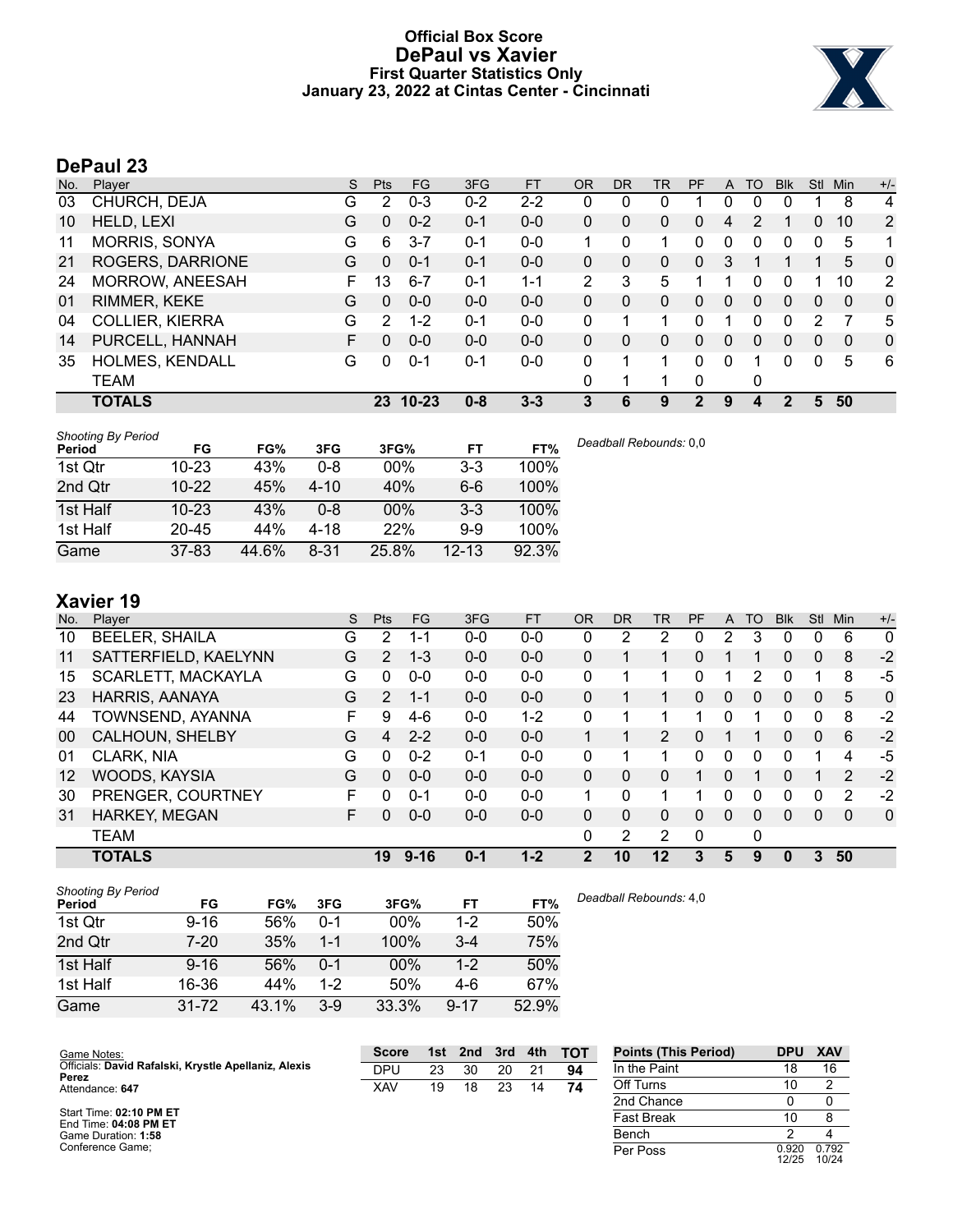# Official Box Score
## DePaul vs Xavier
### First Quarter Statistics Only
### January 23, 2022 at Cintas Center - Cincinnati

## DePaul 23

| No. | Player | S | Pts | FG | 3FG | FT | OR | DR | TR | PF | A | TO | Blk | Stl | Min | +/- |
|---|---|---|---|---|---|---|---|---|---|---|---|---|---|---|---|---|
| 03 | CHURCH, DEJA | G | 2 | 0-3 | 0-2 | 2-2 | 0 | 0 | 0 | 1 | 0 | 0 | 0 | 1 | 8 | 4 |
| 10 | HELD, LEXI | G | 0 | 0-2 | 0-1 | 0-0 | 0 | 0 | 0 | 0 | 4 | 2 | 1 | 0 | 10 | 2 |
| 11 | MORRIS, SONYA | G | 6 | 3-7 | 0-1 | 0-0 | 1 | 0 | 1 | 0 | 0 | 0 | 0 | 0 | 5 | 1 |
| 21 | ROGERS, DARRIONE | G | 0 | 0-1 | 0-1 | 0-0 | 0 | 0 | 0 | 0 | 3 | 1 | 1 | 1 | 5 | 0 |
| 24 | MORROW, ANEESAH | F | 13 | 6-7 | 0-1 | 1-1 | 2 | 3 | 5 | 1 | 1 | 0 | 0 | 1 | 10 | 2 |
| 01 | RIMMER, KEKE | G | 0 | 0-0 | 0-0 | 0-0 | 0 | 0 | 0 | 0 | 0 | 0 | 0 | 0 | 0 | 0 |
| 04 | COLLIER, KIERRA | G | 2 | 1-2 | 0-1 | 0-0 | 0 | 1 | 1 | 0 | 1 | 0 | 0 | 2 | 7 | 5 |
| 14 | PURCELL, HANNAH | F | 0 | 0-0 | 0-0 | 0-0 | 0 | 0 | 0 | 0 | 0 | 0 | 0 | 0 | 0 | 0 |
| 35 | HOLMES, KENDALL | G | 0 | 0-1 | 0-1 | 0-0 | 0 | 1 | 1 | 0 | 0 | 1 | 0 | 0 | 5 | 6 |
| | TEAM | | | | | | 0 | 1 | 1 | 0 | | 0 | | | | |
| | **TOTALS** | | **23** | **10-23** | **0-8** | **3-3** | **3** | **6** | **9** | **2** | **9** | **4** | **2** | **5** | **50** | |

*Shooting By Period*

| Period | FG | FG% | 3FG | 3FG% | FT | FT% |
|---|---|---|---|---|---|---|
| 1st Qtr | 10-23 | 43% | 0-8 | 00% | 3-3 | 100% |
| 2nd Qtr | 10-22 | 45% | 4-10 | 40% | 6-6 | 100% |
| 1st Half | 10-23 | 43% | 0-8 | 00% | 3-3 | 100% |
| 1st Half | 20-45 | 44% | 4-18 | 22% | 9-9 | 100% |
| Game | 37-83 | 44.6% | 8-31 | 25.8% | 12-13 | 92.3% |

*Deadball Rebounds:* 0,0

## Xavier 19

| No. | Player | S | Pts | FG | 3FG | FT | OR | DR | TR | PF | A | TO | Blk | Stl | Min | +/- |
|---|---|---|---|---|---|---|---|---|---|---|---|---|---|---|---|---|
| 10 | BEELER, SHAILA | G | 2 | 1-1 | 0-0 | 0-0 | 0 | 2 | 2 | 0 | 2 | 3 | 0 | 0 | 6 | 0 |
| 11 | SATTERFIELD, KAELYNN | G | 2 | 1-3 | 0-0 | 0-0 | 0 | 1 | 1 | 0 | 1 | 1 | 0 | 0 | 8 | -2 |
| 15 | SCARLETT, MACKAYLA | G | 0 | 0-0 | 0-0 | 0-0 | 0 | 1 | 1 | 0 | 1 | 2 | 0 | 1 | 8 | -5 |
| 23 | HARRIS, AANAYA | G | 2 | 1-1 | 0-0 | 0-0 | 0 | 1 | 1 | 0 | 0 | 0 | 0 | 0 | 5 | 0 |
| 44 | TOWNSEND, AYANNA | F | 9 | 4-6 | 0-0 | 1-2 | 0 | 1 | 1 | 1 | 0 | 1 | 0 | 0 | 8 | -2 |
| 00 | CALHOUN, SHELBY | G | 4 | 2-2 | 0-0 | 0-0 | 1 | 1 | 2 | 0 | 1 | 1 | 0 | 0 | 6 | -2 |
| 01 | CLARK, NIA | G | 0 | 0-2 | 0-1 | 0-0 | 0 | 1 | 1 | 0 | 0 | 0 | 0 | 1 | 4 | -5 |
| 12 | WOODS, KAYSIA | G | 0 | 0-0 | 0-0 | 0-0 | 0 | 0 | 0 | 1 | 0 | 1 | 0 | 1 | 2 | -2 |
| 30 | PRENGER, COURTNEY | F | 0 | 0-1 | 0-0 | 0-0 | 1 | 0 | 1 | 1 | 0 | 0 | 0 | 0 | 2 | -2 |
| 31 | HARKEY, MEGAN | F | 0 | 0-0 | 0-0 | 0-0 | 0 | 0 | 0 | 0 | 0 | 0 | 0 | 0 | 0 | 0 |
| | TEAM | | | | | | 0 | 2 | 2 | 0 | | 0 | | | | |
| | **TOTALS** | | **19** | **9-16** | **0-1** | **1-2** | **2** | **10** | **12** | **3** | **5** | **9** | **0** | **3** | **50** | |

*Shooting By Period*

| Period | FG | FG% | 3FG | 3FG% | FT | FT% |
|---|---|---|---|---|---|---|
| 1st Qtr | 9-16 | 56% | 0-1 | 00% | 1-2 | 50% |
| 2nd Qtr | 7-20 | 35% | 1-1 | 100% | 3-4 | 75% |
| 1st Half | 9-16 | 56% | 0-1 | 00% | 1-2 | 50% |
| 1st Half | 16-36 | 44% | 1-2 | 50% | 4-6 | 67% |
| Game | 31-72 | 43.1% | 3-9 | 33.3% | 9-17 | 52.9% |

*Deadball Rebounds:* 4,0

Game Notes:
Officials: **David Rafalski, Krystle Apellaniz, Alexis Perez**
Attendance: **647**

Start Time: **02:10 PM ET**
End Time: **04:08 PM ET**
Game Duration: **1:58**
Conference Game;

| Score | 1st | 2nd | 3rd | 4th | TOT |
|---|---|---|---|---|---|
| DPU | 23 | 30 | 20 | 21 | **94** |
| XAV | 19 | 18 | 23 | 14 | **74** |

| Points (This Period) | DPU | XAV |
|---|---|---|
| In the Paint | 18 | 16 |
| Off Turns | 10 | 2 |
| 2nd Chance | 0 | 0 |
| Fast Break | 10 | 8 |
| Bench | 2 | 4 |
| Per Poss | 0.920 12/25 | 0.792 10/24 |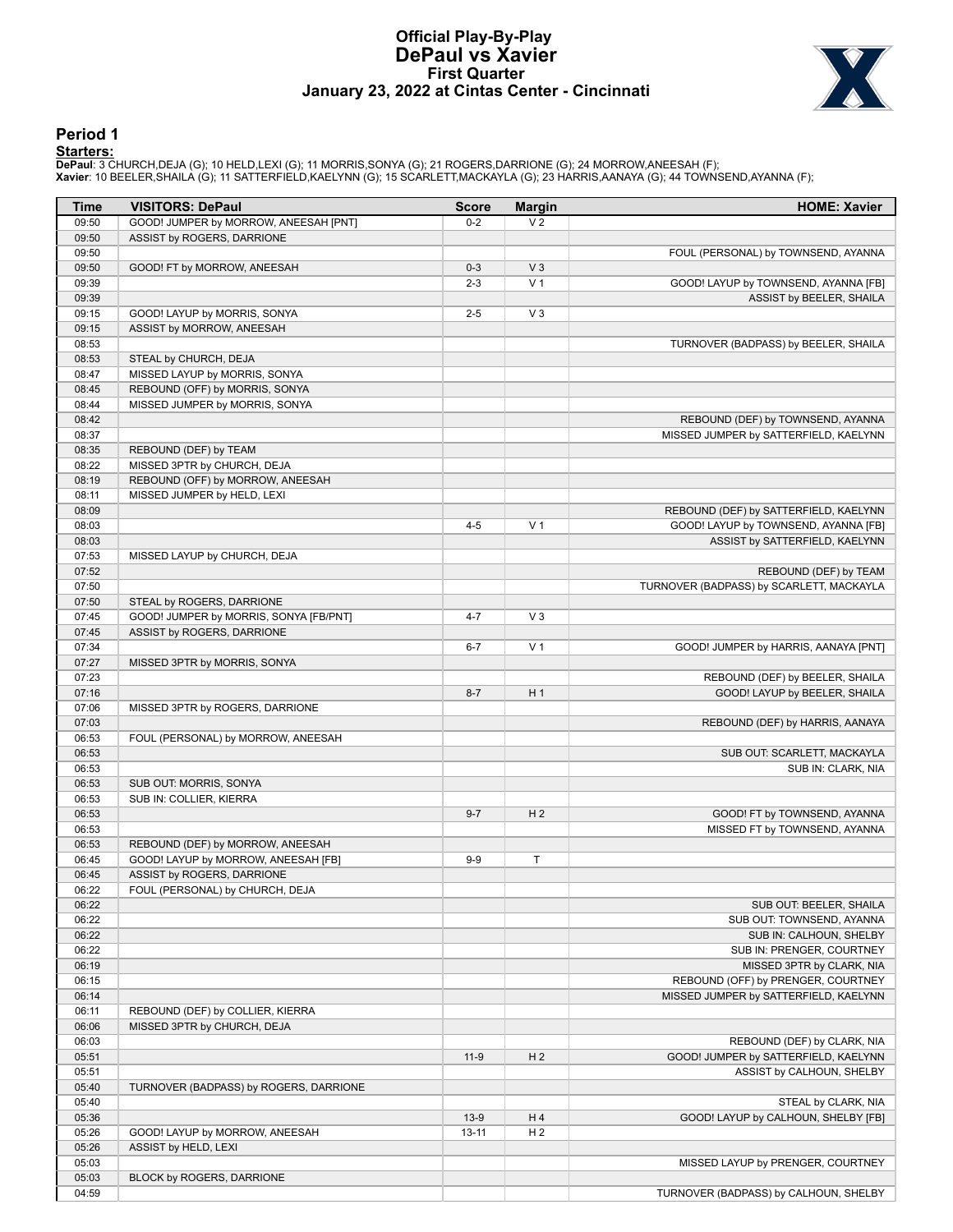# Official Play-By-Play
# DePaul vs Xavier
## First Quarter
### January 23, 2022 at Cintas Center - Cincinnati

## Period 1

**Starters:**

**DePaul**: 3 CHURCH,DEJA (G); 10 HELD,LEXI (G); 11 MORRIS,SONYA (G); 21 ROGERS,DARRIONE (G); 24 MORROW,ANEESAH (F);
**Xavier**: 10 BEELER,SHAILA (G); 11 SATTERFIELD,KAELYNN (G); 15 SCARLETT,MACKAYLA (G); 23 HARRIS,AANAYA (G); 44 TOWNSEND,AYANNA (F);

| Time | VISITORS: DePaul | Score | Margin | HOME: Xavier |
|---|---|---|---|---|
| 09:50 | GOOD! JUMPER by MORROW, ANEESAH [PNT] | 0-2 | V 2 | |
| 09:50 | ASSIST by ROGERS, DARRIONE | | | |
| 09:50 | | | | FOUL (PERSONAL) by TOWNSEND, AYANNA |
| 09:50 | GOOD! FT by MORROW, ANEESAH | 0-3 | V 3 | |
| 09:39 | | 2-3 | V 1 | GOOD! LAYUP by TOWNSEND, AYANNA [FB] |
| 09:39 | | | | ASSIST by BEELER, SHAILA |
| 09:15 | GOOD! LAYUP by MORRIS, SONYA | 2-5 | V 3 | |
| 09:15 | ASSIST by MORROW, ANEESAH | | | |
| 08:53 | | | | TURNOVER (BADPASS) by BEELER, SHAILA |
| 08:53 | STEAL by CHURCH, DEJA | | | |
| 08:47 | MISSED LAYUP by MORRIS, SONYA | | | |
| 08:45 | REBOUND (OFF) by MORRIS, SONYA | | | |
| 08:44 | MISSED JUMPER by MORRIS, SONYA | | | |
| 08:42 | | | | REBOUND (DEF) by TOWNSEND, AYANNA |
| 08:37 | | | | MISSED JUMPER by SATTERFIELD, KAELYNN |
| 08:35 | REBOUND (DEF) by TEAM | | | |
| 08:22 | MISSED 3PTR by CHURCH, DEJA | | | |
| 08:19 | REBOUND (OFF) by MORROW, ANEESAH | | | |
| 08:11 | MISSED JUMPER by HELD, LEXI | | | |
| 08:09 | | | | REBOUND (DEF) by SATTERFIELD, KAELYNN |
| 08:03 | | 4-5 | V 1 | GOOD! LAYUP by TOWNSEND, AYANNA [FB] |
| 08:03 | | | | ASSIST by SATTERFIELD, KAELYNN |
| 07:53 | MISSED LAYUP by CHURCH, DEJA | | | |
| 07:52 | | | | REBOUND (DEF) by TEAM |
| 07:50 | | | | TURNOVER (BADPASS) by SCARLETT, MACKAYLA |
| 07:50 | STEAL by ROGERS, DARRIONE | | | |
| 07:45 | GOOD! JUMPER by MORRIS, SONYA [FB/PNT] | 4-7 | V 3 | |
| 07:45 | ASSIST by ROGERS, DARRIONE | | | |
| 07:34 | | 6-7 | V 1 | GOOD! JUMPER by HARRIS, AANAYA [PNT] |
| 07:27 | MISSED 3PTR by MORRIS, SONYA | | | |
| 07:23 | | | | REBOUND (DEF) by BEELER, SHAILA |
| 07:16 | | 8-7 | H 1 | GOOD! LAYUP by BEELER, SHAILA |
| 07:06 | MISSED 3PTR by ROGERS, DARRIONE | | | |
| 07:03 | | | | REBOUND (DEF) by HARRIS, AANAYA |
| 06:53 | FOUL (PERSONAL) by MORROW, ANEESAH | | | |
| 06:53 | | | | SUB OUT: SCARLETT, MACKAYLA |
| 06:53 | | | | SUB IN: CLARK, NIA |
| 06:53 | SUB OUT: MORRIS, SONYA | | | |
| 06:53 | SUB IN: COLLIER, KIERRA | | | |
| 06:53 | | 9-7 | H 2 | GOOD! FT by TOWNSEND, AYANNA |
| 06:53 | | | | MISSED FT by TOWNSEND, AYANNA |
| 06:53 | REBOUND (DEF) by MORROW, ANEESAH | | | |
| 06:45 | GOOD! LAYUP by MORROW, ANEESAH [FB] | 9-9 | T | |
| 06:45 | ASSIST by ROGERS, DARRIONE | | | |
| 06:22 | FOUL (PERSONAL) by CHURCH, DEJA | | | |
| 06:22 | | | | SUB OUT: BEELER, SHAILA |
| 06:22 | | | | SUB OUT: TOWNSEND, AYANNA |
| 06:22 | | | | SUB IN: CALHOUN, SHELBY |
| 06:22 | | | | SUB IN: PRENGER, COURTNEY |
| 06:19 | | | | MISSED 3PTR by CLARK, NIA |
| 06:15 | | | | REBOUND (OFF) by PRENGER, COURTNEY |
| 06:14 | | | | MISSED JUMPER by SATTERFIELD, KAELYNN |
| 06:11 | REBOUND (DEF) by COLLIER, KIERRA | | | |
| 06:06 | MISSED 3PTR by CHURCH, DEJA | | | |
| 06:03 | | | | REBOUND (DEF) by CLARK, NIA |
| 05:51 | | 11-9 | H 2 | GOOD! JUMPER by SATTERFIELD, KAELYNN |
| 05:51 | | | | ASSIST by CALHOUN, SHELBY |
| 05:40 | TURNOVER (BADPASS) by ROGERS, DARRIONE | | | |
| 05:40 | | | | STEAL by CLARK, NIA |
| 05:36 | | 13-9 | H 4 | GOOD! LAYUP by CALHOUN, SHELBY [FB] |
| 05:26 | GOOD! LAYUP by MORROW, ANEESAH | 13-11 | H 2 | |
| 05:26 | ASSIST by HELD, LEXI | | | |
| 05:03 | | | | MISSED LAYUP by PRENGER, COURTNEY |
| 05:03 | BLOCK by ROGERS, DARRIONE | | | |
| 04:59 | | | | TURNOVER (BADPASS) by CALHOUN, SHELBY |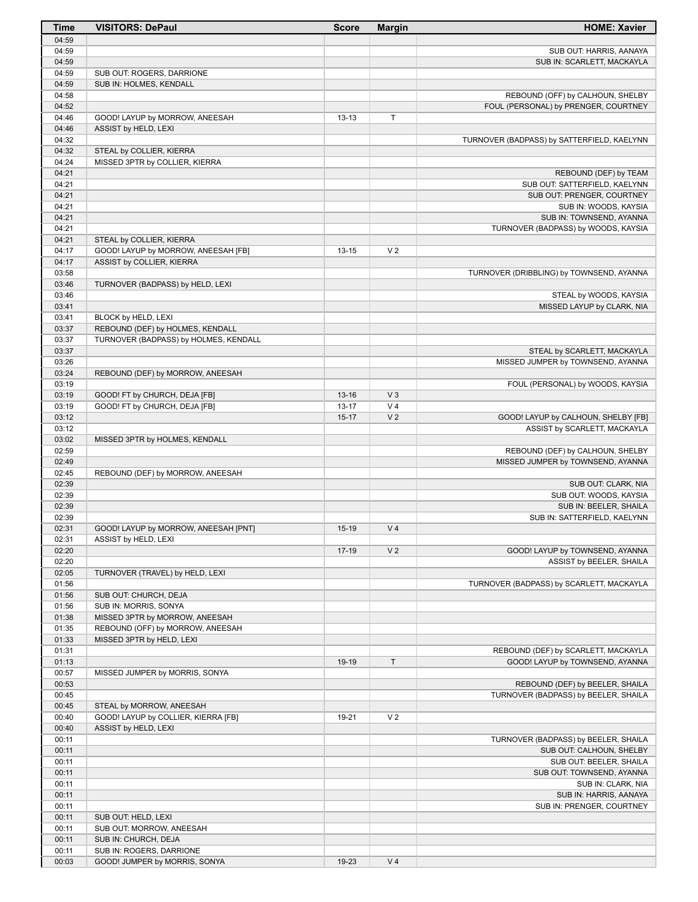| Time | VISITORS: DePaul | Score | Margin | HOME: Xavier |
|---|---|---|---|---|
| 04:59 | | | | |
| 04:59 | | | | SUB OUT: HARRIS, AANAYA |
| 04:59 | | | | SUB IN: SCARLETT, MACKAYLA |
| 04:59 | SUB OUT: ROGERS, DARRIONE | | | |
| 04:59 | SUB IN: HOLMES, KENDALL | | | |
| 04:58 | | | | REBOUND (OFF) by CALHOUN, SHELBY |
| 04:52 | | | | FOUL (PERSONAL) by PRENGER, COURTNEY |
| 04:46 | GOOD! LAYUP by MORROW, ANEESAH | 13-13 | T | |
| 04:46 | ASSIST by HELD, LEXI | | | |
| 04:32 | | | | TURNOVER (BADPASS) by SATTERFIELD, KAELYNN |
| 04:32 | STEAL by COLLIER, KIERRA | | | |
| 04:24 | MISSED 3PTR by COLLIER, KIERRA | | | |
| 04:21 | | | | REBOUND (DEF) by TEAM |
| 04:21 | | | | SUB OUT: SATTERFIELD, KAELYNN |
| 04:21 | | | | SUB OUT: PRENGER, COURTNEY |
| 04:21 | | | | SUB IN: WOODS, KAYSIA |
| 04:21 | | | | SUB IN: TOWNSEND, AYANNA |
| 04:21 | | | | TURNOVER (BADPASS) by WOODS, KAYSIA |
| 04:21 | STEAL by COLLIER, KIERRA | | | |
| 04:17 | GOOD! LAYUP by MORROW, ANEESAH [FB] | 13-15 | V 2 | |
| 04:17 | ASSIST by COLLIER, KIERRA | | | |
| 03:58 | | | | TURNOVER (DRIBBLING) by TOWNSEND, AYANNA |
| 03:46 | TURNOVER (BADPASS) by HELD, LEXI | | | |
| 03:46 | | | | STEAL by WOODS, KAYSIA |
| 03:41 | | | | MISSED LAYUP by CLARK, NIA |
| 03:41 | BLOCK by HELD, LEXI | | | |
| 03:37 | REBOUND (DEF) by HOLMES, KENDALL | | | |
| 03:37 | TURNOVER (BADPASS) by HOLMES, KENDALL | | | |
| 03:37 | | | | STEAL by SCARLETT, MACKAYLA |
| 03:26 | | | | MISSED JUMPER by TOWNSEND, AYANNA |
| 03:24 | REBOUND (DEF) by MORROW, ANEESAH | | | |
| 03:19 | | | | FOUL (PERSONAL) by WOODS, KAYSIA |
| 03:19 | GOOD! FT by CHURCH, DEJA [FB] | 13-16 | V 3 | |
| 03:19 | GOOD! FT by CHURCH, DEJA [FB] | 13-17 | V 4 | |
| 03:12 | | 15-17 | V 2 | GOOD! LAYUP by CALHOUN, SHELBY [FB] |
| 03:12 | | | | ASSIST by SCARLETT, MACKAYLA |
| 03:02 | MISSED 3PTR by HOLMES, KENDALL | | | |
| 02:59 | | | | REBOUND (DEF) by CALHOUN, SHELBY |
| 02:49 | | | | MISSED JUMPER by TOWNSEND, AYANNA |
| 02:45 | REBOUND (DEF) by MORROW, ANEESAH | | | |
| 02:39 | | | | SUB OUT: CLARK, NIA |
| 02:39 | | | | SUB OUT: WOODS, KAYSIA |
| 02:39 | | | | SUB IN: BEELER, SHAILA |
| 02:39 | | | | SUB IN: SATTERFIELD, KAELYNN |
| 02:31 | GOOD! LAYUP by MORROW, ANEESAH [PNT] | 15-19 | V 4 | |
| 02:31 | ASSIST by HELD, LEXI | | | |
| 02:20 | | 17-19 | V 2 | GOOD! LAYUP by TOWNSEND, AYANNA |
| 02:20 | | | | ASSIST by BEELER, SHAILA |
| 02:05 | TURNOVER (TRAVEL) by HELD, LEXI | | | |
| 01:56 | | | | TURNOVER (BADPASS) by SCARLETT, MACKAYLA |
| 01:56 | SUB OUT: CHURCH, DEJA | | | |
| 01:56 | SUB IN: MORRIS, SONYA | | | |
| 01:38 | MISSED 3PTR by MORROW, ANEESAH | | | |
| 01:35 | REBOUND (OFF) by MORROW, ANEESAH | | | |
| 01:33 | MISSED 3PTR by HELD, LEXI | | | |
| 01:31 | | | | REBOUND (DEF) by SCARLETT, MACKAYLA |
| 01:13 | | 19-19 | T | GOOD! LAYUP by TOWNSEND, AYANNA |
| 00:57 | MISSED JUMPER by MORRIS, SONYA | | | |
| 00:53 | | | | REBOUND (DEF) by BEELER, SHAILA |
| 00:45 | | | | TURNOVER (BADPASS) by BEELER, SHAILA |
| 00:45 | STEAL by MORROW, ANEESAH | | | |
| 00:40 | GOOD! LAYUP by COLLIER, KIERRA [FB] | 19-21 | V 2 | |
| 00:40 | ASSIST by HELD, LEXI | | | |
| 00:11 | | | | TURNOVER (BADPASS) by BEELER, SHAILA |
| 00:11 | | | | SUB OUT: CALHOUN, SHELBY |
| 00:11 | | | | SUB OUT: BEELER, SHAILA |
| 00:11 | | | | SUB OUT: TOWNSEND, AYANNA |
| 00:11 | | | | SUB IN: CLARK, NIA |
| 00:11 | | | | SUB IN: HARRIS, AANAYA |
| 00:11 | | | | SUB IN: PRENGER, COURTNEY |
| 00:11 | SUB OUT: HELD, LEXI | | | |
| 00:11 | SUB OUT: MORROW, ANEESAH | | | |
| 00:11 | SUB IN: CHURCH, DEJA | | | |
| 00:11 | SUB IN: ROGERS, DARRIONE | | | |
| 00:03 | GOOD! JUMPER by MORRIS, SONYA | 19-23 | V 4 | |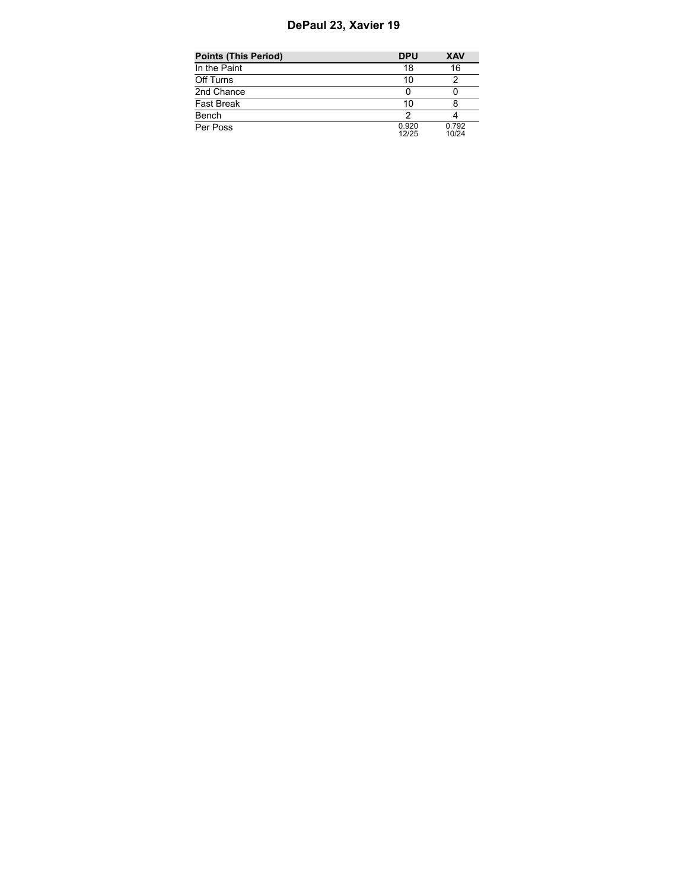# DePaul 23, Xavier 19

| Points (This Period) | DPU | XAV |
|---|---|---|
| In the Paint | 18 | 16 |
| Off Turns | 10 | 2 |
| 2nd Chance | 0 | 0 |
| Fast Break | 10 | 8 |
| Bench | 2 | 4 |
| Per Poss | 0.920 12/25 | 0.792 10/24 |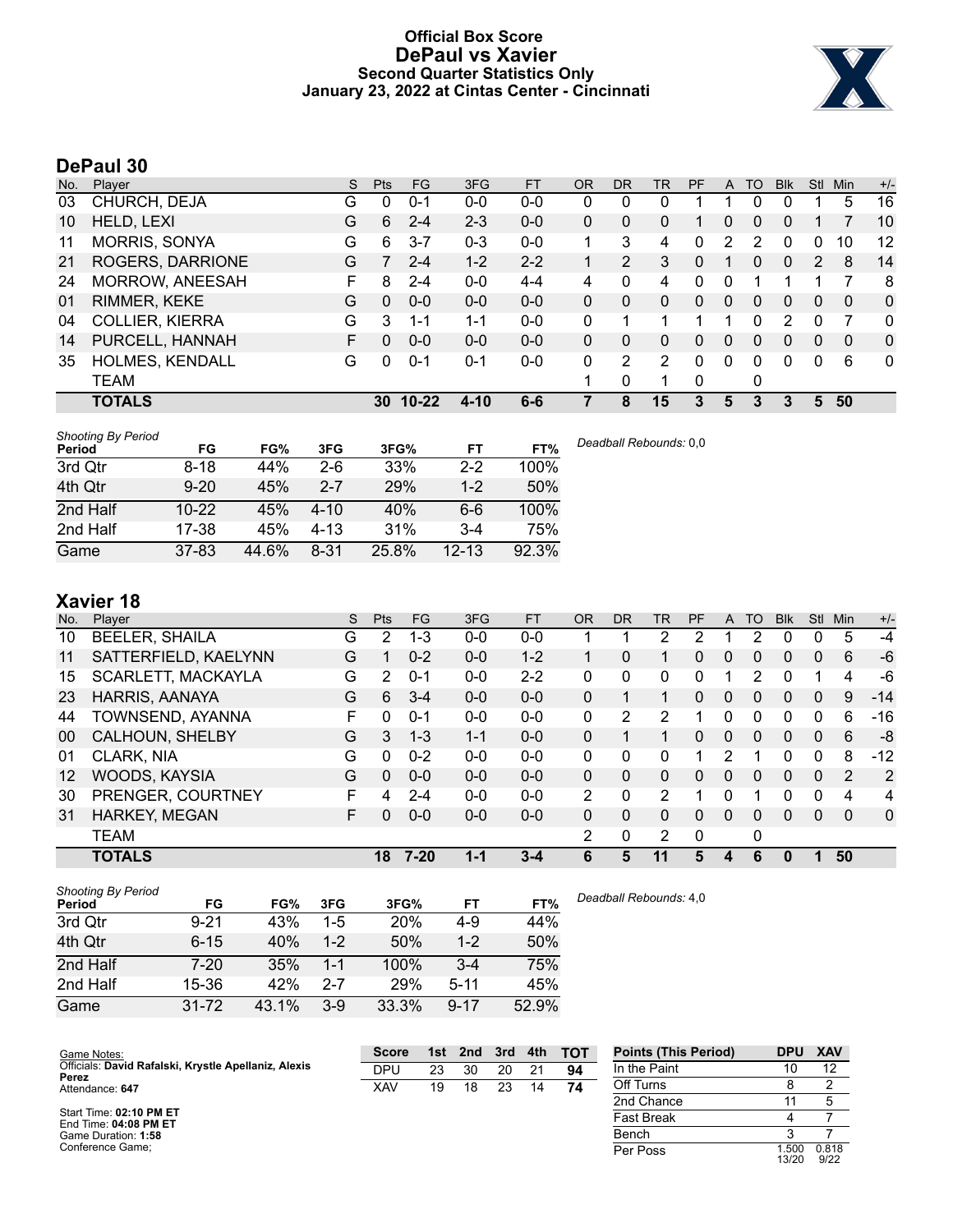# Official Box Score
## DePaul vs Xavier
### Second Quarter Statistics Only
### January 23, 2022 at Cintas Center - Cincinnati

## DePaul 30

| No. | Player | S | Pts | FG | 3FG | FT | OR | DR | TR | PF | A | TO | Blk | Stl | Min | +/- |
|---|---|---|---|---|---|---|---|---|---|---|---|---|---|---|---|---|
| 03 | CHURCH, DEJA | G | 0 | 0-1 | 0-0 | 0-0 | 0 | 0 | 0 | 1 | 1 | 0 | 0 | 1 | 5 | 16 |
| 10 | HELD, LEXI | G | 6 | 2-4 | 2-3 | 0-0 | 0 | 0 | 0 | 1 | 0 | 0 | 0 | 1 | 7 | 10 |
| 11 | MORRIS, SONYA | G | 6 | 3-7 | 0-3 | 0-0 | 1 | 3 | 4 | 0 | 2 | 2 | 0 | 0 | 10 | 12 |
| 21 | ROGERS, DARRIONE | G | 7 | 2-4 | 1-2 | 2-2 | 1 | 2 | 3 | 0 | 1 | 0 | 0 | 2 | 8 | 14 |
| 24 | MORROW, ANEESAH | F | 8 | 2-4 | 0-0 | 4-4 | 4 | 0 | 4 | 0 | 0 | 1 | 1 | 1 | 7 | 8 |
| 01 | RIMMER, KEKE | G | 0 | 0-0 | 0-0 | 0-0 | 0 | 0 | 0 | 0 | 0 | 0 | 0 | 0 | 0 | 0 |
| 04 | COLLIER, KIERRA | G | 3 | 1-1 | 1-1 | 0-0 | 0 | 1 | 1 | 1 | 1 | 0 | 2 | 0 | 7 | 0 |
| 14 | PURCELL, HANNAH | F | 0 | 0-0 | 0-0 | 0-0 | 0 | 0 | 0 | 0 | 0 | 0 | 0 | 0 | 0 | 0 |
| 35 | HOLMES, KENDALL | G | 0 | 0-1 | 0-1 | 0-0 | 0 | 2 | 2 | 0 | 0 | 0 | 0 | 0 | 6 | 0 |
| | TEAM | | | | | | 1 | 0 | 1 | 0 | | 0 | | | | |
| | **TOTALS** | | **30** | **10-22** | **4-10** | **6-6** | **7** | **8** | **15** | **3** | **5** | **3** | **3** | **5** | **50** | |

*Shooting By Period*

| Period | FG | FG% | 3FG | 3FG% | FT | FT% |
|---|---|---|---|---|---|---|
| 3rd Qtr | 8-18 | 44% | 2-6 | 33% | 2-2 | 100% |
| 4th Qtr | 9-20 | 45% | 2-7 | 29% | 1-2 | 50% |
| 2nd Half | 10-22 | 45% | 4-10 | 40% | 6-6 | 100% |
| 2nd Half | 17-38 | 45% | 4-13 | 31% | 3-4 | 75% |
| Game | 37-83 | 44.6% | 8-31 | 25.8% | 12-13 | 92.3% |

*Deadball Rebounds:* 0,0

## Xavier 18

| No. | Player | S | Pts | FG | 3FG | FT | OR | DR | TR | PF | A | TO | Blk | Stl | Min | +/- |
|---|---|---|---|---|---|---|---|---|---|---|---|---|---|---|---|---|
| 10 | BEELER, SHAILA | G | 2 | 1-3 | 0-0 | 0-0 | 1 | 1 | 2 | 2 | 1 | 2 | 0 | 0 | 5 | -4 |
| 11 | SATTERFIELD, KAELYNN | G | 1 | 0-2 | 0-0 | 1-2 | 1 | 0 | 1 | 0 | 0 | 0 | 0 | 0 | 6 | -6 |
| 15 | SCARLETT, MACKAYLA | G | 2 | 0-1 | 0-0 | 2-2 | 0 | 0 | 0 | 0 | 1 | 2 | 0 | 1 | 4 | -6 |
| 23 | HARRIS, AANAYA | G | 6 | 3-4 | 0-0 | 0-0 | 0 | 1 | 1 | 0 | 0 | 0 | 0 | 0 | 9 | -14 |
| 44 | TOWNSEND, AYANNA | F | 0 | 0-1 | 0-0 | 0-0 | 0 | 2 | 2 | 1 | 0 | 0 | 0 | 0 | 6 | -16 |
| 00 | CALHOUN, SHELBY | G | 3 | 1-3 | 1-1 | 0-0 | 0 | 1 | 1 | 0 | 0 | 0 | 0 | 0 | 6 | -8 |
| 01 | CLARK, NIA | G | 0 | 0-2 | 0-0 | 0-0 | 0 | 0 | 0 | 1 | 2 | 1 | 0 | 0 | 8 | -12 |
| 12 | WOODS, KAYSIA | G | 0 | 0-0 | 0-0 | 0-0 | 0 | 0 | 0 | 0 | 0 | 0 | 0 | 0 | 2 | 2 |
| 30 | PRENGER, COURTNEY | F | 4 | 2-4 | 0-0 | 0-0 | 2 | 0 | 2 | 1 | 0 | 1 | 0 | 0 | 4 | 4 |
| 31 | HARKEY, MEGAN | F | 0 | 0-0 | 0-0 | 0-0 | 0 | 0 | 0 | 0 | 0 | 0 | 0 | 0 | 0 | 0 |
| | TEAM | | | | | | 2 | 0 | 2 | 0 | | 0 | | | | |
| | **TOTALS** | | **18** | **7-20** | **1-1** | **3-4** | **6** | **5** | **11** | **5** | **4** | **6** | **0** | **1** | **50** | |

*Shooting By Period*

| Period | FG | FG% | 3FG | 3FG% | FT | FT% |
|---|---|---|---|---|---|---|
| 3rd Qtr | 9-21 | 43% | 1-5 | 20% | 4-9 | 44% |
| 4th Qtr | 6-15 | 40% | 1-2 | 50% | 1-2 | 50% |
| 2nd Half | 7-20 | 35% | 1-1 | 100% | 3-4 | 75% |
| 2nd Half | 15-36 | 42% | 2-7 | 29% | 5-11 | 45% |
| Game | 31-72 | 43.1% | 3-9 | 33.3% | 9-17 | 52.9% |

*Deadball Rebounds:* 4,0

Game Notes:
Officials: **David Rafalski, Krystle Apellaniz, Alexis Perez**
Attendance: **647**

Start Time: **02:10 PM ET**
End Time: **04:08 PM ET**
Game Duration: **1:58**
Conference Game;

| Score | 1st | 2nd | 3rd | 4th | TOT |
|---|---|---|---|---|---|
| DPU | 23 | 30 | 20 | 21 | **94** |
| XAV | 19 | 18 | 23 | 14 | **74** |

| Points (This Period) | DPU | XAV |
|---|---|---|
| In the Paint | 10 | 12 |
| Off Turns | 8 | 2 |
| 2nd Chance | 11 | 5 |
| Fast Break | 4 | 7 |
| Bench | 3 | 7 |
| Per Poss | 1.500 13/20 | 0.818 9/22 |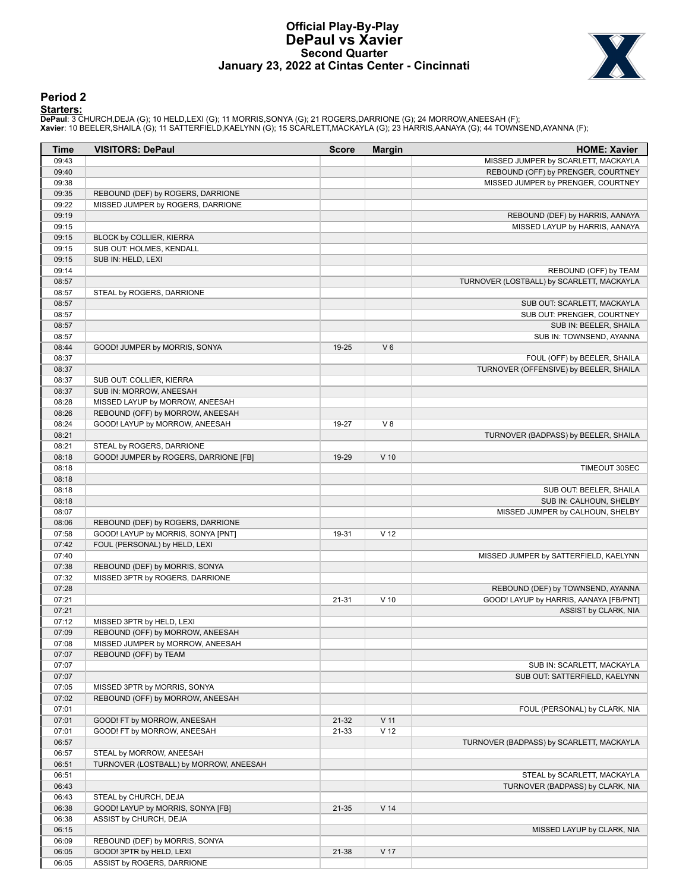# Official Play-By-Play
## DePaul vs Xavier
### Second Quarter
### January 23, 2022 at Cintas Center - Cincinnati

## Period 2

**Starters:**

**DePaul**: 3 CHURCH,DEJA (G); 10 HELD,LEXI (G); 11 MORRIS,SONYA (G); 21 ROGERS,DARRIONE (G); 24 MORROW,ANEESAH (F);
**Xavier**: 10 BEELER,SHAILA (G); 11 SATTERFIELD,KAELYNN (G); 15 SCARLETT,MACKAYLA (G); 23 HARRIS,AANAYA (G); 44 TOWNSEND,AYANNA (F);

| Time | VISITORS: DePaul | Score | Margin | HOME: Xavier |
|---|---|---|---|---|
| 09:43 | | | | MISSED JUMPER by SCARLETT, MACKAYLA |
| 09:40 | | | | REBOUND (OFF) by PRENGER, COURTNEY |
| 09:38 | | | | MISSED JUMPER by PRENGER, COURTNEY |
| 09:35 | REBOUND (DEF) by ROGERS, DARRIONE | | | |
| 09:22 | MISSED JUMPER by ROGERS, DARRIONE | | | |
| 09:19 | | | | REBOUND (DEF) by HARRIS, AANAYA |
| 09:15 | | | | MISSED LAYUP by HARRIS, AANAYA |
| 09:15 | BLOCK by COLLIER, KIERRA | | | |
| 09:15 | SUB OUT: HOLMES, KENDALL | | | |
| 09:15 | SUB IN: HELD, LEXI | | | |
| 09:14 | | | | REBOUND (OFF) by TEAM |
| 08:57 | | | | TURNOVER (LOSTBALL) by SCARLETT, MACKAYLA |
| 08:57 | STEAL by ROGERS, DARRIONE | | | |
| 08:57 | | | | SUB OUT: SCARLETT, MACKAYLA |
| 08:57 | | | | SUB OUT: PRENGER, COURTNEY |
| 08:57 | | | | SUB IN: BEELER, SHAILA |
| 08:57 | | | | SUB IN: TOWNSEND, AYANNA |
| 08:44 | GOOD! JUMPER by MORRIS, SONYA | 19-25 | V 6 | |
| 08:37 | | | | FOUL (OFF) by BEELER, SHAILA |
| 08:37 | | | | TURNOVER (OFFENSIVE) by BEELER, SHAILA |
| 08:37 | SUB OUT: COLLIER, KIERRA | | | |
| 08:37 | SUB IN: MORROW, ANEESAH | | | |
| 08:28 | MISSED LAYUP by MORROW, ANEESAH | | | |
| 08:26 | REBOUND (OFF) by MORROW, ANEESAH | | | |
| 08:24 | GOOD! LAYUP by MORROW, ANEESAH | 19-27 | V 8 | |
| 08:21 | | | | TURNOVER (BADPASS) by BEELER, SHAILA |
| 08:21 | STEAL by ROGERS, DARRIONE | | | |
| 08:18 | GOOD! JUMPER by ROGERS, DARRIONE [FB] | 19-29 | V 10 | |
| 08:18 | | | | TIMEOUT 30SEC |
| 08:18 | | | | |
| 08:18 | | | | SUB OUT: BEELER, SHAILA |
| 08:18 | | | | SUB IN: CALHOUN, SHELBY |
| 08:07 | | | | MISSED JUMPER by CALHOUN, SHELBY |
| 08:06 | REBOUND (DEF) by ROGERS, DARRIONE | | | |
| 07:58 | GOOD! LAYUP by MORRIS, SONYA [PNT] | 19-31 | V 12 | |
| 07:42 | FOUL (PERSONAL) by HELD, LEXI | | | |
| 07:40 | | | | MISSED JUMPER by SATTERFIELD, KAELYNN |
| 07:38 | REBOUND (DEF) by MORRIS, SONYA | | | |
| 07:32 | MISSED 3PTR by ROGERS, DARRIONE | | | |
| 07:28 | | | | REBOUND (DEF) by TOWNSEND, AYANNA |
| 07:21 | | 21-31 | V 10 | GOOD! LAYUP by HARRIS, AANAYA [FB/PNT] |
| 07:21 | | | | ASSIST by CLARK, NIA |
| 07:12 | MISSED 3PTR by HELD, LEXI | | | |
| 07:09 | REBOUND (OFF) by MORROW, ANEESAH | | | |
| 07:08 | MISSED JUMPER by MORROW, ANEESAH | | | |
| 07:07 | REBOUND (OFF) by TEAM | | | |
| 07:07 | | | | SUB IN: SCARLETT, MACKAYLA |
| 07:07 | | | | SUB OUT: SATTERFIELD, KAELYNN |
| 07:05 | MISSED 3PTR by MORRIS, SONYA | | | |
| 07:02 | REBOUND (OFF) by MORROW, ANEESAH | | | |
| 07:01 | | | | FOUL (PERSONAL) by CLARK, NIA |
| 07:01 | GOOD! FT by MORROW, ANEESAH | 21-32 | V 11 | |
| 07:01 | GOOD! FT by MORROW, ANEESAH | 21-33 | V 12 | |
| 06:57 | | | | TURNOVER (BADPASS) by SCARLETT, MACKAYLA |
| 06:57 | STEAL by MORROW, ANEESAH | | | |
| 06:51 | TURNOVER (LOSTBALL) by MORROW, ANEESAH | | | |
| 06:51 | | | | STEAL by SCARLETT, MACKAYLA |
| 06:43 | | | | TURNOVER (BADPASS) by CLARK, NIA |
| 06:43 | STEAL by CHURCH, DEJA | | | |
| 06:38 | GOOD! LAYUP by MORRIS, SONYA [FB] | 21-35 | V 14 | |
| 06:38 | ASSIST by CHURCH, DEJA | | | |
| 06:15 | | | | MISSED LAYUP by CLARK, NIA |
| 06:09 | REBOUND (DEF) by MORRIS, SONYA | | | |
| 06:05 | GOOD! 3PTR by HELD, LEXI | 21-38 | V 17 | |
| 06:05 | ASSIST by ROGERS, DARRIONE | | | |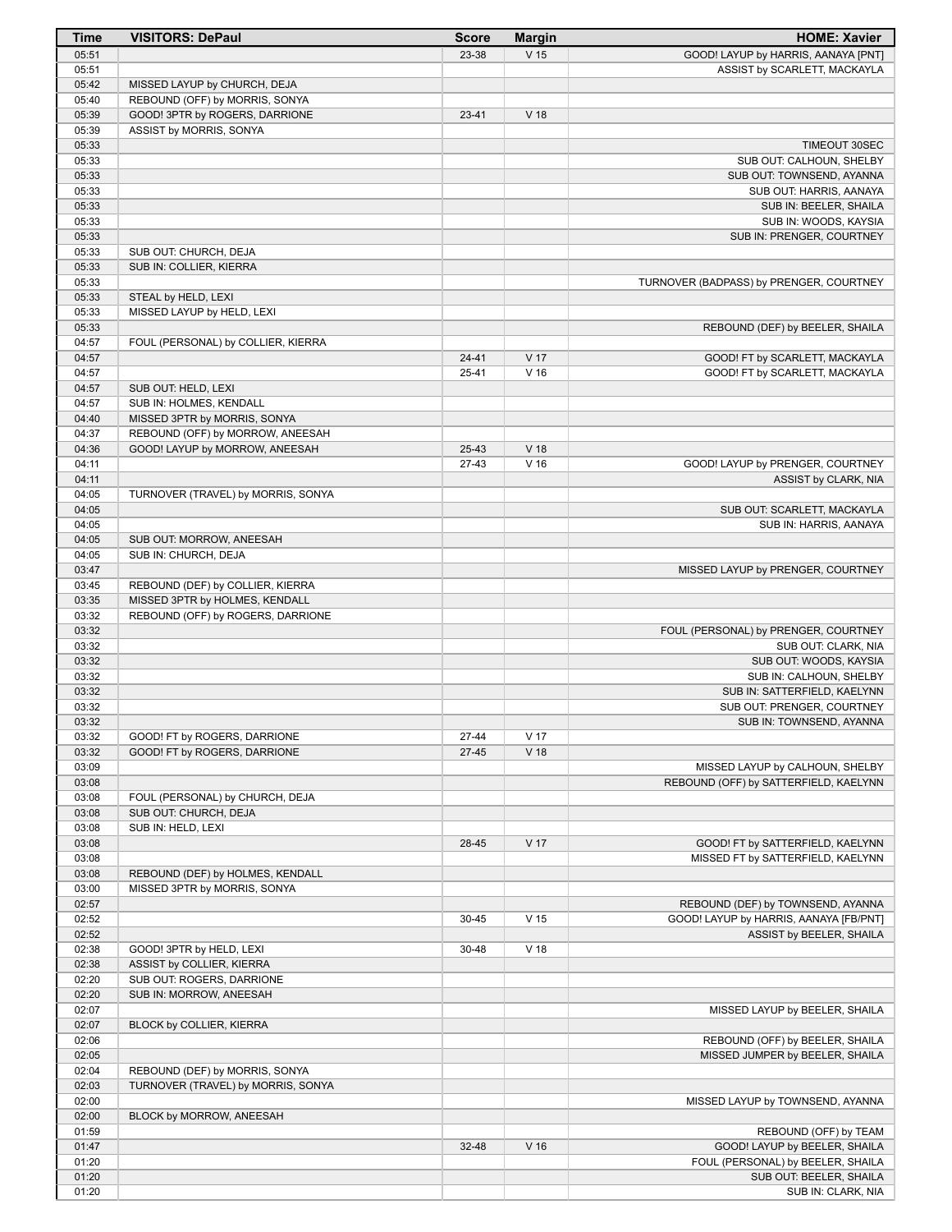| Time | VISITORS: DePaul | Score | Margin | HOME: Xavier |
|---|---|---|---|---|
| 05:51 | | 23-38 | V 15 | GOOD! LAYUP by HARRIS, AANAYA [PNT] |
| 05:51 | | | | ASSIST by SCARLETT, MACKAYLA |
| 05:42 | MISSED LAYUP by CHURCH, DEJA | | | |
| 05:40 | REBOUND (OFF) by MORRIS, SONYA | | | |
| 05:39 | GOOD! 3PTR by ROGERS, DARRIONE | 23-41 | V 18 | |
| 05:39 | ASSIST by MORRIS, SONYA | | | |
| 05:33 | | | | TIMEOUT 30SEC |
| 05:33 | | | | SUB OUT: CALHOUN, SHELBY |
| 05:33 | | | | SUB OUT: TOWNSEND, AYANNA |
| 05:33 | | | | SUB OUT: HARRIS, AANAYA |
| 05:33 | | | | SUB IN: BEELER, SHAILA |
| 05:33 | | | | SUB IN: WOODS, KAYSIA |
| 05:33 | | | | SUB IN: PRENGER, COURTNEY |
| 05:33 | SUB OUT: CHURCH, DEJA | | | |
| 05:33 | SUB IN: COLLIER, KIERRA | | | |
| 05:33 | | | | TURNOVER (BADPASS) by PRENGER, COURTNEY |
| 05:33 | STEAL by HELD, LEXI | | | |
| 05:33 | MISSED LAYUP by HELD, LEXI | | | |
| 05:33 | | | | REBOUND (DEF) by BEELER, SHAILA |
| 04:57 | FOUL (PERSONAL) by COLLIER, KIERRA | | | |
| 04:57 | | 24-41 | V 17 | GOOD! FT by SCARLETT, MACKAYLA |
| 04:57 | | 25-41 | V 16 | GOOD! FT by SCARLETT, MACKAYLA |
| 04:57 | SUB OUT: HELD, LEXI | | | |
| 04:57 | SUB IN: HOLMES, KENDALL | | | |
| 04:40 | MISSED 3PTR by MORRIS, SONYA | | | |
| 04:37 | REBOUND (OFF) by MORROW, ANEESAH | | | |
| 04:36 | GOOD! LAYUP by MORROW, ANEESAH | 25-43 | V 18 | |
| 04:11 | | 27-43 | V 16 | GOOD! LAYUP by PRENGER, COURTNEY |
| 04:11 | | | | ASSIST by CLARK, NIA |
| 04:05 | TURNOVER (TRAVEL) by MORRIS, SONYA | | | |
| 04:05 | | | | SUB OUT: SCARLETT, MACKAYLA |
| 04:05 | | | | SUB IN: HARRIS, AANAYA |
| 04:05 | SUB OUT: MORROW, ANEESAH | | | |
| 04:05 | SUB IN: CHURCH, DEJA | | | |
| 03:47 | | | | MISSED LAYUP by PRENGER, COURTNEY |
| 03:45 | REBOUND (DEF) by COLLIER, KIERRA | | | |
| 03:35 | MISSED 3PTR by HOLMES, KENDALL | | | |
| 03:32 | REBOUND (OFF) by ROGERS, DARRIONE | | | |
| 03:32 | | | | FOUL (PERSONAL) by PRENGER, COURTNEY |
| 03:32 | | | | SUB OUT: CLARK, NIA |
| 03:32 | | | | SUB OUT: WOODS, KAYSIA |
| 03:32 | | | | SUB IN: CALHOUN, SHELBY |
| 03:32 | | | | SUB IN: SATTERFIELD, KAELYNN |
| 03:32 | | | | SUB OUT: PRENGER, COURTNEY |
| 03:32 | | | | SUB IN: TOWNSEND, AYANNA |
| 03:32 | GOOD! FT by ROGERS, DARRIONE | 27-44 | V 17 | |
| 03:32 | GOOD! FT by ROGERS, DARRIONE | 27-45 | V 18 | |
| 03:09 | | | | MISSED LAYUP by CALHOUN, SHELBY |
| 03:08 | | | | REBOUND (OFF) by SATTERFIELD, KAELYNN |
| 03:08 | FOUL (PERSONAL) by CHURCH, DEJA | | | |
| 03:08 | SUB OUT: CHURCH, DEJA | | | |
| 03:08 | SUB IN: HELD, LEXI | | | |
| 03:08 | | 28-45 | V 17 | GOOD! FT by SATTERFIELD, KAELYNN |
| 03:08 | | | | MISSED FT by SATTERFIELD, KAELYNN |
| 03:08 | REBOUND (DEF) by HOLMES, KENDALL | | | |
| 03:00 | MISSED 3PTR by MORRIS, SONYA | | | |
| 02:57 | | | | REBOUND (DEF) by TOWNSEND, AYANNA |
| 02:52 | | 30-45 | V 15 | GOOD! LAYUP by HARRIS, AANAYA [FB/PNT] |
| 02:52 | | | | ASSIST by BEELER, SHAILA |
| 02:38 | GOOD! 3PTR by HELD, LEXI | 30-48 | V 18 | |
| 02:38 | ASSIST by COLLIER, KIERRA | | | |
| 02:20 | SUB OUT: ROGERS, DARRIONE | | | |
| 02:20 | SUB IN: MORROW, ANEESAH | | | |
| 02:07 | | | | MISSED LAYUP by BEELER, SHAILA |
| 02:07 | BLOCK by COLLIER, KIERRA | | | |
| 02:06 | | | | REBOUND (OFF) by BEELER, SHAILA |
| 02:05 | | | | MISSED JUMPER by BEELER, SHAILA |
| 02:04 | REBOUND (DEF) by MORRIS, SONYA | | | |
| 02:03 | TURNOVER (TRAVEL) by MORRIS, SONYA | | | |
| 02:00 | | | | MISSED LAYUP by TOWNSEND, AYANNA |
| 02:00 | BLOCK by MORROW, ANEESAH | | | |
| 01:59 | | | | REBOUND (OFF) by TEAM |
| 01:47 | | 32-48 | V 16 | GOOD! LAYUP by BEELER, SHAILA |
| 01:20 | | | | FOUL (PERSONAL) by BEELER, SHAILA |
| 01:20 | | | | SUB OUT: BEELER, SHAILA |
| 01:20 | | | | SUB IN: CLARK, NIA |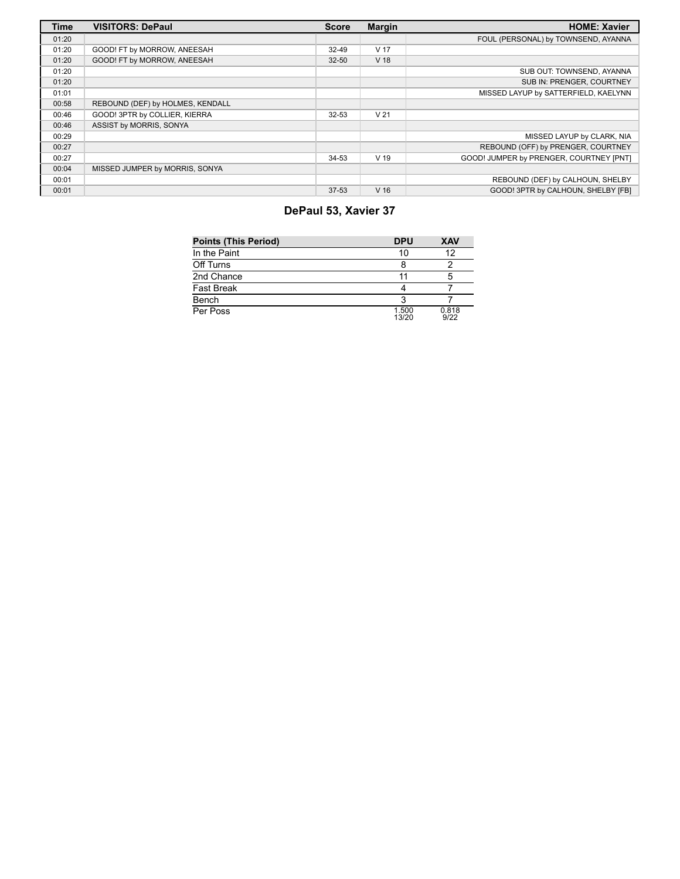| Time | VISITORS: DePaul | Score | Margin | HOME: Xavier |
| --- | --- | --- | --- | --- |
| 01:20 | | | | FOUL (PERSONAL) by TOWNSEND, AYANNA |
| 01:20 | GOOD! FT by MORROW, ANEESAH | 32-49 | V 17 | |
| 01:20 | GOOD! FT by MORROW, ANEESAH | 32-50 | V 18 | |
| 01:20 | | | | SUB OUT: TOWNSEND, AYANNA |
| 01:20 | | | | SUB IN: PRENGER, COURTNEY |
| 01:01 | | | | MISSED LAYUP by SATTERFIELD, KAELYNN |
| 00:58 | REBOUND (DEF) by HOLMES, KENDALL | | | |
| 00:46 | GOOD! 3PTR by COLLIER, KIERRA | 32-53 | V 21 | |
| 00:46 | ASSIST by MORRIS, SONYA | | | |
| 00:29 | | | | MISSED LAYUP by CLARK, NIA |
| 00:27 | | | | REBOUND (OFF) by PRENGER, COURTNEY |
| 00:27 | | 34-53 | V 19 | GOOD! JUMPER by PRENGER, COURTNEY [PNT] |
| 00:04 | MISSED JUMPER by MORRIS, SONYA | | | |
| 00:01 | | | | REBOUND (DEF) by CALHOUN, SHELBY |
| 00:01 | | 37-53 | V 16 | GOOD! 3PTR by CALHOUN, SHELBY [FB] |

## DePaul 53, Xavier 37

| Points (This Period) | DPU | XAV |
| --- | --- | --- |
| In the Paint | 10 | 12 |
| Off Turns | 8 | 2 |
| 2nd Chance | 11 | 5 |
| Fast Break | 4 | 7 |
| Bench | 3 | 7 |
| Per Poss | 1.500 13/20 | 0.818 9/22 |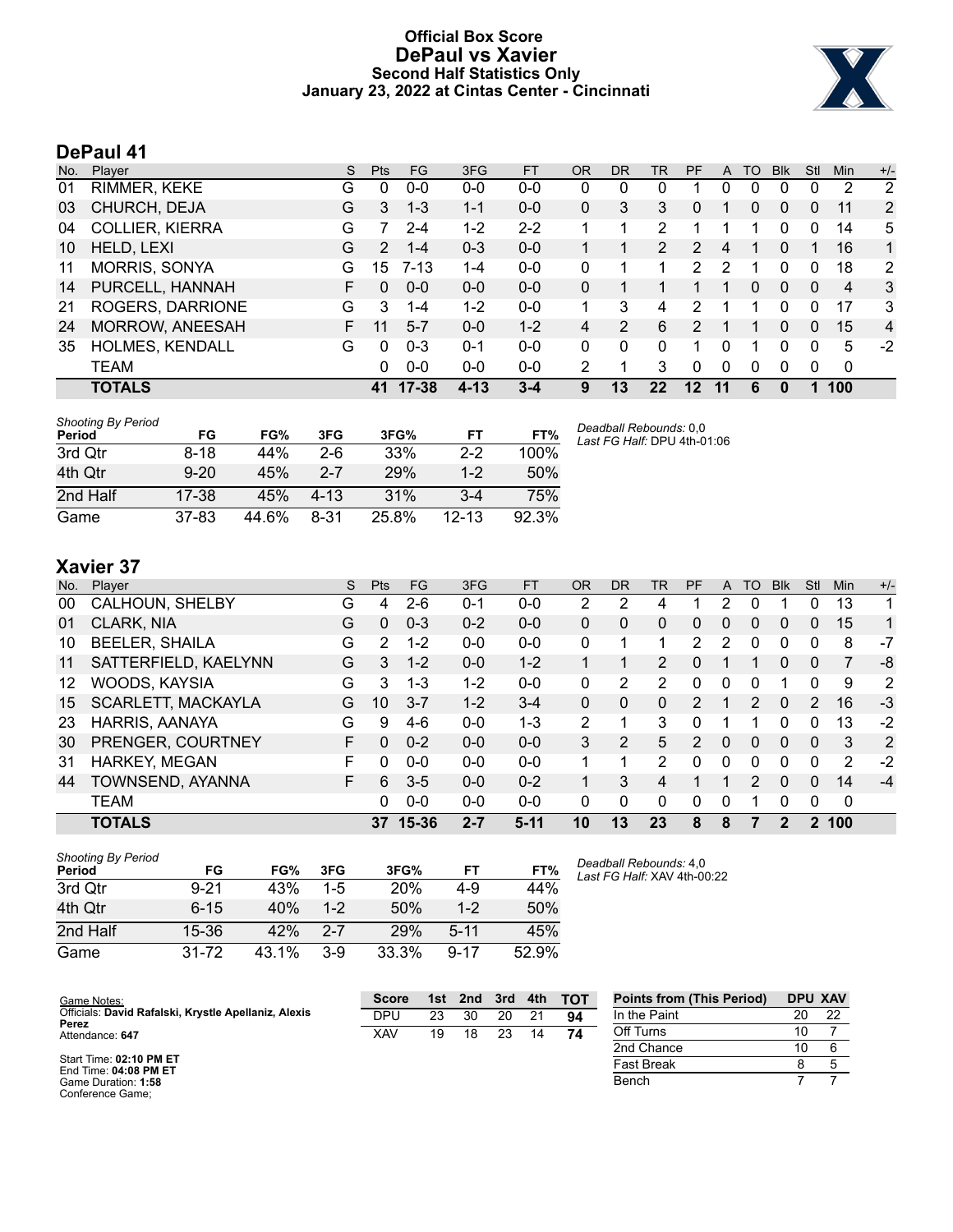# Official Box Score
## DePaul vs Xavier
### Second Half Statistics Only
### January 23, 2022 at Cintas Center - Cincinnati

## DePaul 41

| No. | Player | S | Pts | FG | 3FG | FT | OR | DR | TR | PF | A | TO | Blk | Stl | Min | +/- |
|---|---|---|---|---|---|---|---|---|---|---|---|---|---|---|---|---|
| 01 | RIMMER, KEKE | G | 0 | 0-0 | 0-0 | 0-0 | 0 | 0 | 0 | 1 | 0 | 0 | 0 | 0 | 2 | 2 |
| 03 | CHURCH, DEJA | G | 3 | 1-3 | 1-1 | 0-0 | 0 | 3 | 3 | 0 | 1 | 0 | 0 | 0 | 11 | 2 |
| 04 | COLLIER, KIERRA | G | 7 | 2-4 | 1-2 | 2-2 | 1 | 1 | 2 | 1 | 1 | 1 | 0 | 0 | 14 | 5 |
| 10 | HELD, LEXI | G | 2 | 1-4 | 0-3 | 0-0 | 1 | 1 | 2 | 2 | 4 | 1 | 0 | 1 | 16 | 1 |
| 11 | MORRIS, SONYA | G | 15 | 7-13 | 1-4 | 0-0 | 0 | 1 | 1 | 2 | 2 | 1 | 0 | 0 | 18 | 2 |
| 14 | PURCELL, HANNAH | F | 0 | 0-0 | 0-0 | 0-0 | 0 | 1 | 1 | 1 | 1 | 0 | 0 | 0 | 4 | 3 |
| 21 | ROGERS, DARRIONE | G | 3 | 1-4 | 1-2 | 0-0 | 1 | 3 | 4 | 2 | 1 | 1 | 0 | 0 | 17 | 3 |
| 24 | MORROW, ANEESAH | F | 11 | 5-7 | 0-0 | 1-2 | 4 | 2 | 6 | 2 | 1 | 1 | 0 | 0 | 15 | 4 |
| 35 | HOLMES, KENDALL | G | 0 | 0-3 | 0-1 | 0-0 | 0 | 0 | 0 | 1 | 0 | 1 | 0 | 0 | 5 | -2 |
| | TEAM | | 0 | 0-0 | 0-0 | 0-0 | 2 | 1 | 3 | 0 | 0 | 0 | 0 | 0 | 0 | |
| | **TOTALS** | | **41** | **17-38** | **4-13** | **3-4** | **9** | **13** | **22** | **12** | **11** | **6** | **0** | **1** | **100** | |

*Shooting By Period*

| Period | FG | FG% | 3FG | 3FG% | FT | FT% |
|---|---|---|---|---|---|---|
| 3rd Qtr | 8-18 | 44% | 2-6 | 33% | 2-2 | 100% |
| 4th Qtr | 9-20 | 45% | 2-7 | 29% | 1-2 | 50% |
| 2nd Half | 17-38 | 45% | 4-13 | 31% | 3-4 | 75% |
| Game | 37-83 | 44.6% | 8-31 | 25.8% | 12-13 | 92.3% |

*Deadball Rebounds:* 0,0
*Last FG Half:* DPU 4th-01:06

## Xavier 37

| No. | Player | S | Pts | FG | 3FG | FT | OR | DR | TR | PF | A | TO | Blk | Stl | Min | +/- |
|---|---|---|---|---|---|---|---|---|---|---|---|---|---|---|---|---|
| 00 | CALHOUN, SHELBY | G | 4 | 2-6 | 0-1 | 0-0 | 2 | 2 | 4 | 1 | 2 | 0 | 1 | 0 | 13 | 1 |
| 01 | CLARK, NIA | G | 0 | 0-3 | 0-2 | 0-0 | 0 | 0 | 0 | 0 | 0 | 0 | 0 | 0 | 15 | 1 |
| 10 | BEELER, SHAILA | G | 2 | 1-2 | 0-0 | 0-0 | 0 | 1 | 1 | 2 | 2 | 0 | 0 | 0 | 8 | -7 |
| 11 | SATTERFIELD, KAELYNN | G | 3 | 1-2 | 0-0 | 1-2 | 1 | 1 | 2 | 0 | 1 | 1 | 0 | 0 | 7 | -8 |
| 12 | WOODS, KAYSIA | G | 3 | 1-3 | 1-2 | 0-0 | 0 | 2 | 2 | 0 | 0 | 0 | 1 | 0 | 9 | 2 |
| 15 | SCARLETT, MACKAYLA | G | 10 | 3-7 | 1-2 | 3-4 | 0 | 0 | 0 | 2 | 1 | 2 | 0 | 2 | 16 | -3 |
| 23 | HARRIS, AANAYA | G | 9 | 4-6 | 0-0 | 1-3 | 2 | 1 | 3 | 0 | 1 | 1 | 0 | 0 | 13 | -2 |
| 30 | PRENGER, COURTNEY | F | 0 | 0-2 | 0-0 | 0-0 | 3 | 2 | 5 | 2 | 0 | 0 | 0 | 0 | 3 | 2 |
| 31 | HARKEY, MEGAN | F | 0 | 0-0 | 0-0 | 0-0 | 1 | 1 | 2 | 0 | 0 | 0 | 0 | 0 | 2 | -2 |
| 44 | TOWNSEND, AYANNA | F | 6 | 3-5 | 0-0 | 0-2 | 1 | 3 | 4 | 1 | 1 | 2 | 0 | 0 | 14 | -4 |
| | TEAM | | 0 | 0-0 | 0-0 | 0-0 | 0 | 0 | 0 | 0 | 0 | 1 | 0 | 0 | 0 | |
| | **TOTALS** | | **37** | **15-36** | **2-7** | **5-11** | **10** | **13** | **23** | **8** | **8** | **7** | **2** | **2** | **100** | |

*Shooting By Period*

| Period | FG | FG% | 3FG | 3FG% | FT | FT% |
|---|---|---|---|---|---|---|
| 3rd Qtr | 9-21 | 43% | 1-5 | 20% | 4-9 | 44% |
| 4th Qtr | 6-15 | 40% | 1-2 | 50% | 1-2 | 50% |
| 2nd Half | 15-36 | 42% | 2-7 | 29% | 5-11 | 45% |
| Game | 31-72 | 43.1% | 3-9 | 33.3% | 9-17 | 52.9% |

*Deadball Rebounds:* 4,0
*Last FG Half:* XAV 4th-00:22

Game Notes:
Officials: **David Rafalski, Krystle Apellaniz, Alexis Perez**
Attendance: **647**

Start Time: **02:10 PM ET**
End Time: **04:08 PM ET**
Game Duration: **1:58**
Conference Game;

| Score | 1st | 2nd | 3rd | 4th | TOT |
|---|---|---|---|---|---|
| DPU | 23 | 30 | 20 | 21 | **94** |
| XAV | 19 | 18 | 23 | 14 | **74** |

| Points from (This Period) | DPU | XAV |
|---|---|---|
| In the Paint | 20 | 22 |
| Off Turns | 10 | 7 |
| 2nd Chance | 10 | 6 |
| Fast Break | 8 | 5 |
| Bench | 7 | 7 |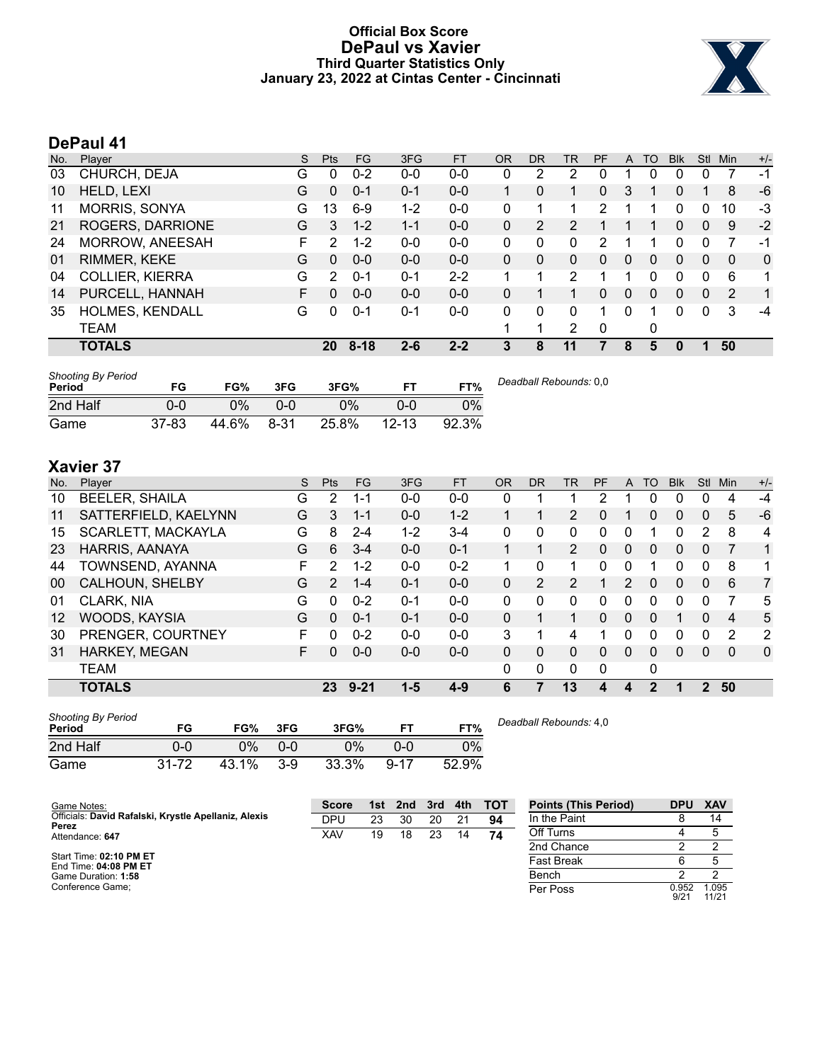# Official Box Score
# DePaul vs Xavier
### Third Quarter Statistics Only
### January 23, 2022 at Cintas Center - Cincinnati

## DePaul 41

| No. | Player | S | Pts | FG | 3FG | FT | OR | DR | TR | PF | A | TO | Blk | Stl | Min | +/- |
|---|---|---|---|---|---|---|---|---|---|---|---|---|---|---|---|---|
| 03 | CHURCH, DEJA | G | 0 | 0-2 | 0-0 | 0-0 | 0 | 2 | 2 | 0 | 1 | 0 | 0 | 0 | 7 | -1 |
| 10 | HELD, LEXI | G | 0 | 0-1 | 0-1 | 0-0 | 1 | 0 | 1 | 0 | 3 | 1 | 0 | 1 | 8 | -6 |
| 11 | MORRIS, SONYA | G | 13 | 6-9 | 1-2 | 0-0 | 0 | 1 | 1 | 2 | 1 | 1 | 0 | 0 | 10 | -3 |
| 21 | ROGERS, DARRIONE | G | 3 | 1-2 | 1-1 | 0-0 | 0 | 2 | 2 | 1 | 1 | 1 | 0 | 0 | 9 | -2 |
| 24 | MORROW, ANEESAH | F | 2 | 1-2 | 0-0 | 0-0 | 0 | 0 | 0 | 2 | 1 | 1 | 0 | 0 | 7 | -1 |
| 01 | RIMMER, KEKE | G | 0 | 0-0 | 0-0 | 0-0 | 0 | 0 | 0 | 0 | 0 | 0 | 0 | 0 | 0 | 0 |
| 04 | COLLIER, KIERRA | G | 2 | 0-1 | 0-1 | 2-2 | 1 | 1 | 2 | 1 | 1 | 0 | 0 | 0 | 6 | 1 |
| 14 | PURCELL, HANNAH | F | 0 | 0-0 | 0-0 | 0-0 | 0 | 1 | 1 | 0 | 0 | 0 | 0 | 0 | 2 | 1 |
| 35 | HOLMES, KENDALL | G | 0 | 0-1 | 0-1 | 0-0 | 0 | 0 | 0 | 1 | 0 | 1 | 0 | 0 | 3 | -4 |
| | TEAM | | | | | | 1 | 1 | 2 | 0 | | 0 | | | | |
| | **TOTALS** | | **20** | **8-18** | **2-6** | **2-2** | **3** | **8** | **11** | **7** | **8** | **5** | **0** | **1** | **50** | |

*Shooting By Period*

| Period | FG | FG% | 3FG | 3FG% | FT | FT% |
|---|---|---|---|---|---|---|
| 2nd Half | 0-0 | 0% | 0-0 | 0% | 0-0 | 0% |
| Game | 37-83 | 44.6% | 8-31 | 25.8% | 12-13 | 92.3% |

*Deadball Rebounds:* 0,0

## Xavier 37

| No. | Player | S | Pts | FG | 3FG | FT | OR | DR | TR | PF | A | TO | Blk | Stl | Min | +/- |
|---|---|---|---|---|---|---|---|---|---|---|---|---|---|---|---|---|
| 10 | BEELER, SHAILA | G | 2 | 1-1 | 0-0 | 0-0 | 0 | 1 | 1 | 2 | 1 | 0 | 0 | 0 | 4 | -4 |
| 11 | SATTERFIELD, KAELYNN | G | 3 | 1-1 | 0-0 | 1-2 | 1 | 1 | 2 | 0 | 1 | 0 | 0 | 0 | 5 | -6 |
| 15 | SCARLETT, MACKAYLA | G | 8 | 2-4 | 1-2 | 3-4 | 0 | 0 | 0 | 0 | 0 | 1 | 0 | 2 | 8 | 4 |
| 23 | HARRIS, AANAYA | G | 6 | 3-4 | 0-0 | 0-1 | 1 | 1 | 2 | 0 | 0 | 0 | 0 | 0 | 7 | 1 |
| 44 | TOWNSEND, AYANNA | F | 2 | 1-2 | 0-0 | 0-2 | 1 | 0 | 1 | 0 | 0 | 1 | 0 | 0 | 8 | 1 |
| 00 | CALHOUN, SHELBY | G | 2 | 1-4 | 0-1 | 0-0 | 0 | 2 | 2 | 1 | 2 | 0 | 0 | 0 | 6 | 7 |
| 01 | CLARK, NIA | G | 0 | 0-2 | 0-1 | 0-0 | 0 | 0 | 0 | 0 | 0 | 0 | 0 | 0 | 7 | 5 |
| 12 | WOODS, KAYSIA | G | 0 | 0-1 | 0-1 | 0-0 | 0 | 1 | 1 | 0 | 0 | 0 | 1 | 0 | 4 | 5 |
| 30 | PRENGER, COURTNEY | F | 0 | 0-2 | 0-0 | 0-0 | 3 | 1 | 4 | 1 | 0 | 0 | 0 | 0 | 2 | 2 |
| 31 | HARKEY, MEGAN | F | 0 | 0-0 | 0-0 | 0-0 | 0 | 0 | 0 | 0 | 0 | 0 | 0 | 0 | 0 | 0 |
| | TEAM | | | | | | 0 | 0 | 0 | 0 | | 0 | | | | |
| | **TOTALS** | | **23** | **9-21** | **1-5** | **4-9** | **6** | **7** | **13** | **4** | **4** | **2** | **1** | **2** | **50** | |

*Shooting By Period*

| Period | FG | FG% | 3FG | 3FG% | FT | FT% |
|---|---|---|---|---|---|---|
| 2nd Half | 0-0 | 0% | 0-0 | 0% | 0-0 | 0% |
| Game | 31-72 | 43.1% | 3-9 | 33.3% | 9-17 | 52.9% |

*Deadball Rebounds:* 4,0

Game Notes:
Officials: **David Rafalski, Krystle Apellaniz, Alexis Perez**
Attendance: **647**

Start Time: **02:10 PM ET**
End Time: **04:08 PM ET**
Game Duration: **1:58**
Conference Game;

| Score | 1st | 2nd | 3rd | 4th | TOT |
|---|---|---|---|---|---|
| DPU | 23 | 30 | 20 | 21 | **94** |
| XAV | 19 | 18 | 23 | 14 | **74** |

| Points (This Period) | DPU | XAV |
|---|---|---|
| In the Paint | 8 | 14 |
| Off Turns | 4 | 5 |
| 2nd Chance | 2 | 2 |
| Fast Break | 6 | 5 |
| Bench | 2 | 2 |
| Per Poss | 0.952 9/21 | 1.095 11/21 |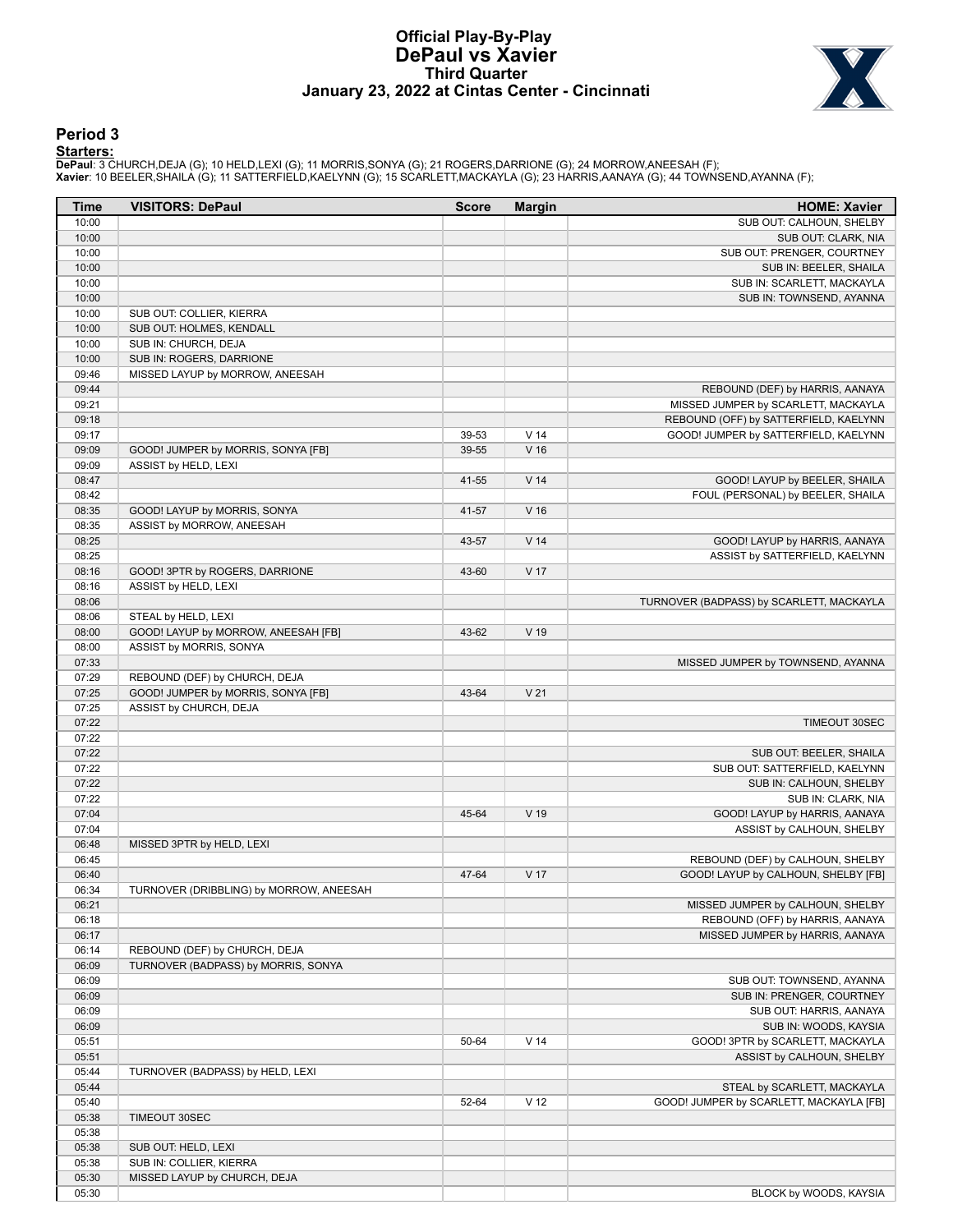# Official Play-By-Play
# DePaul vs Xavier
## Third Quarter
## January 23, 2022 at Cintas Center - Cincinnati

### Period 3

**Starters:**

**DePaul**: 3 CHURCH,DEJA (G); 10 HELD,LEXI (G); 11 MORRIS,SONYA (G); 21 ROGERS,DARRIONE (G); 24 MORROW,ANEESAH (F);
**Xavier**: 10 BEELER,SHAILA (G); 11 SATTERFIELD,KAELYNN (G); 15 SCARLETT,MACKAYLA (G); 23 HARRIS,AANAYA (G); 44 TOWNSEND,AYANNA (F);

| Time | VISITORS: DePaul | Score | Margin | HOME: Xavier |
|---|---|---|---|---|
| 10:00 | | | | SUB OUT: CALHOUN, SHELBY |
| 10:00 | | | | SUB OUT: CLARK, NIA |
| 10:00 | | | | SUB OUT: PRENGER, COURTNEY |
| 10:00 | | | | SUB IN: BEELER, SHAILA |
| 10:00 | | | | SUB IN: SCARLETT, MACKAYLA |
| 10:00 | | | | SUB IN: TOWNSEND, AYANNA |
| 10:00 | SUB OUT: COLLIER, KIERRA | | | |
| 10:00 | SUB OUT: HOLMES, KENDALL | | | |
| 10:00 | SUB IN: CHURCH, DEJA | | | |
| 10:00 | SUB IN: ROGERS, DARRIONE | | | |
| 09:46 | MISSED LAYUP by MORROW, ANEESAH | | | |
| 09:44 | | | | REBOUND (DEF) by HARRIS, AANAYA |
| 09:21 | | | | MISSED JUMPER by SCARLETT, MACKAYLA |
| 09:18 | | | | REBOUND (OFF) by SATTERFIELD, KAELYNN |
| 09:17 | | 39-53 | V 14 | GOOD! JUMPER by SATTERFIELD, KAELYNN |
| 09:09 | GOOD! JUMPER by MORRIS, SONYA [FB] | 39-55 | V 16 | |
| 09:09 | ASSIST by HELD, LEXI | | | |
| 08:47 | | 41-55 | V 14 | GOOD! LAYUP by BEELER, SHAILA |
| 08:42 | | | | FOUL (PERSONAL) by BEELER, SHAILA |
| 08:35 | GOOD! LAYUP by MORRIS, SONYA | 41-57 | V 16 | |
| 08:35 | ASSIST by MORROW, ANEESAH | | | |
| 08:25 | | 43-57 | V 14 | GOOD! LAYUP by HARRIS, AANAYA |
| 08:25 | | | | ASSIST by SATTERFIELD, KAELYNN |
| 08:16 | GOOD! 3PTR by ROGERS, DARRIONE | 43-60 | V 17 | |
| 08:16 | ASSIST by HELD, LEXI | | | |
| 08:06 | | | | TURNOVER (BADPASS) by SCARLETT, MACKAYLA |
| 08:06 | STEAL by HELD, LEXI | | | |
| 08:00 | GOOD! LAYUP by MORROW, ANEESAH [FB] | 43-62 | V 19 | |
| 08:00 | ASSIST by MORRIS, SONYA | | | |
| 07:33 | | | | MISSED JUMPER by TOWNSEND, AYANNA |
| 07:29 | REBOUND (DEF) by CHURCH, DEJA | | | |
| 07:25 | GOOD! JUMPER by MORRIS, SONYA [FB] | 43-64 | V 21 | |
| 07:25 | ASSIST by CHURCH, DEJA | | | |
| 07:22 | | | | TIMEOUT 30SEC |
| 07:22 | | | | |
| 07:22 | | | | SUB OUT: BEELER, SHAILA |
| 07:22 | | | | SUB OUT: SATTERFIELD, KAELYNN |
| 07:22 | | | | SUB IN: CALHOUN, SHELBY |
| 07:22 | | | | SUB IN: CLARK, NIA |
| 07:04 | | 45-64 | V 19 | GOOD! LAYUP by HARRIS, AANAYA |
| 07:04 | | | | ASSIST by CALHOUN, SHELBY |
| 06:48 | MISSED 3PTR by HELD, LEXI | | | |
| 06:45 | | | | REBOUND (DEF) by CALHOUN, SHELBY |
| 06:40 | | 47-64 | V 17 | GOOD! LAYUP by CALHOUN, SHELBY [FB] |
| 06:34 | TURNOVER (DRIBBLING) by MORROW, ANEESAH | | | |
| 06:21 | | | | MISSED JUMPER by CALHOUN, SHELBY |
| 06:18 | | | | REBOUND (OFF) by HARRIS, AANAYA |
| 06:17 | | | | MISSED JUMPER by HARRIS, AANAYA |
| 06:14 | REBOUND (DEF) by CHURCH, DEJA | | | |
| 06:09 | TURNOVER (BADPASS) by MORRIS, SONYA | | | |
| 06:09 | | | | SUB OUT: TOWNSEND, AYANNA |
| 06:09 | | | | SUB IN: PRENGER, COURTNEY |
| 06:09 | | | | SUB OUT: HARRIS, AANAYA |
| 06:09 | | | | SUB IN: WOODS, KAYSIA |
| 05:51 | | 50-64 | V 14 | GOOD! 3PTR by SCARLETT, MACKAYLA |
| 05:51 | | | | ASSIST by CALHOUN, SHELBY |
| 05:44 | TURNOVER (BADPASS) by HELD, LEXI | | | |
| 05:44 | | | | STEAL by SCARLETT, MACKAYLA |
| 05:40 | | 52-64 | V 12 | GOOD! JUMPER by SCARLETT, MACKAYLA [FB] |
| 05:38 | TIMEOUT 30SEC | | | |
| 05:38 | | | | |
| 05:38 | SUB OUT: HELD, LEXI | | | |
| 05:38 | SUB IN: COLLIER, KIERRA | | | |
| 05:30 | MISSED LAYUP by CHURCH, DEJA | | | |
| 05:30 | | | | BLOCK by WOODS, KAYSIA |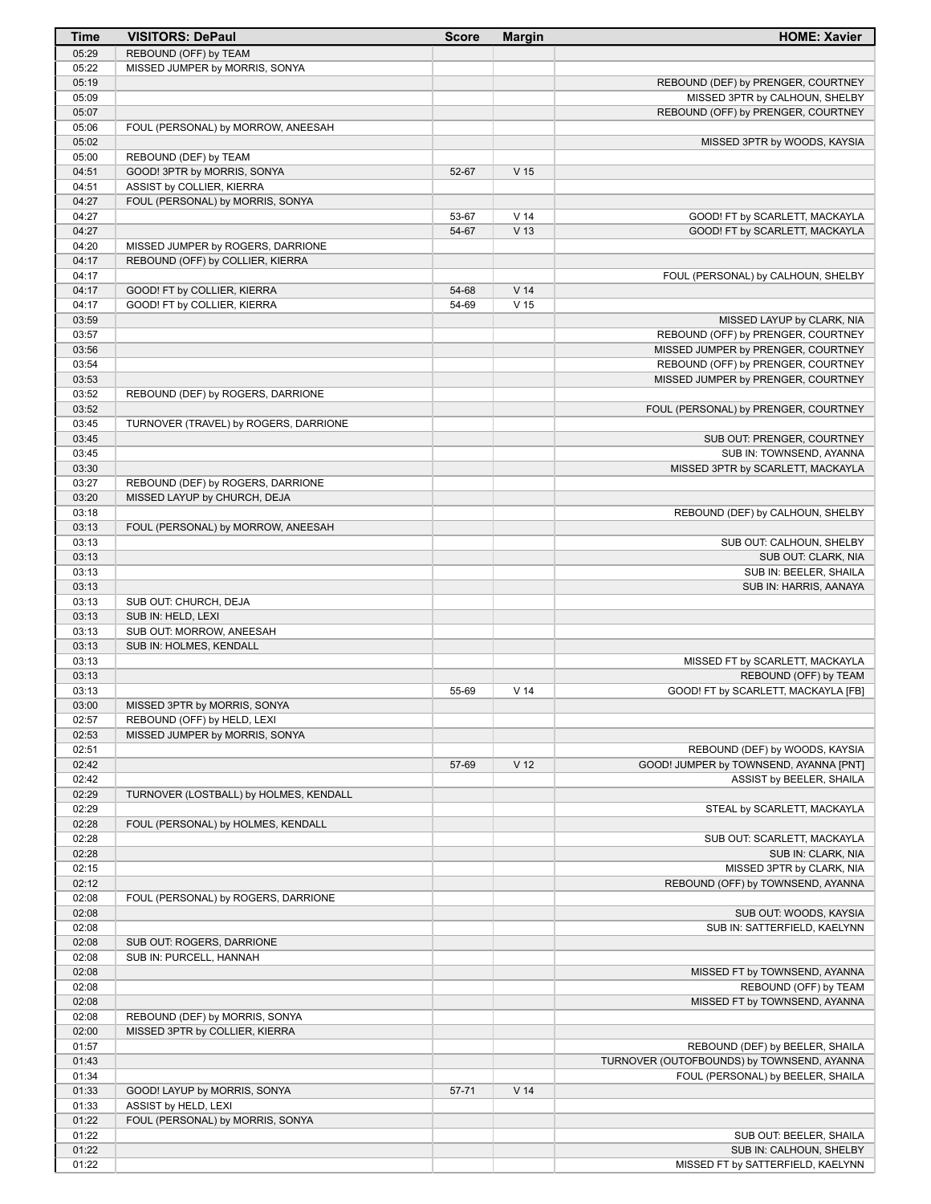| Time | VISITORS: DePaul | Score | Margin | HOME: Xavier |
| --- | --- | --- | --- | --- |
| 05:29 | REBOUND (OFF) by TEAM | | | |
| 05:22 | MISSED JUMPER by MORRIS, SONYA | | | |
| 05:19 | | | | REBOUND (DEF) by PRENGER, COURTNEY |
| 05:09 | | | | MISSED 3PTR by CALHOUN, SHELBY |
| 05:07 | | | | REBOUND (OFF) by PRENGER, COURTNEY |
| 05:06 | FOUL (PERSONAL) by MORROW, ANEESAH | | | |
| 05:02 | | | | MISSED 3PTR by WOODS, KAYSIA |
| 05:00 | REBOUND (DEF) by TEAM | | | |
| 04:51 | GOOD! 3PTR by MORRIS, SONYA | 52-67 | V 15 | |
| 04:51 | ASSIST by COLLIER, KIERRA | | | |
| 04:27 | FOUL (PERSONAL) by MORRIS, SONYA | | | |
| 04:27 | | 53-67 | V 14 | GOOD! FT by SCARLETT, MACKAYLA |
| 04:27 | | 54-67 | V 13 | GOOD! FT by SCARLETT, MACKAYLA |
| 04:20 | MISSED JUMPER by ROGERS, DARRIONE | | | |
| 04:17 | REBOUND (OFF) by COLLIER, KIERRA | | | |
| 04:17 | | | | FOUL (PERSONAL) by CALHOUN, SHELBY |
| 04:17 | GOOD! FT by COLLIER, KIERRA | 54-68 | V 14 | |
| 04:17 | GOOD! FT by COLLIER, KIERRA | 54-69 | V 15 | |
| 03:59 | | | | MISSED LAYUP by CLARK, NIA |
| 03:57 | | | | REBOUND (OFF) by PRENGER, COURTNEY |
| 03:56 | | | | MISSED JUMPER by PRENGER, COURTNEY |
| 03:54 | | | | REBOUND (OFF) by PRENGER, COURTNEY |
| 03:53 | | | | MISSED JUMPER by PRENGER, COURTNEY |
| 03:52 | REBOUND (DEF) by ROGERS, DARRIONE | | | |
| 03:52 | | | | FOUL (PERSONAL) by PRENGER, COURTNEY |
| 03:45 | TURNOVER (TRAVEL) by ROGERS, DARRIONE | | | |
| 03:45 | | | | SUB OUT: PRENGER, COURTNEY |
| 03:45 | | | | SUB IN: TOWNSEND, AYANNA |
| 03:30 | | | | MISSED 3PTR by SCARLETT, MACKAYLA |
| 03:27 | REBOUND (DEF) by ROGERS, DARRIONE | | | |
| 03:20 | MISSED LAYUP by CHURCH, DEJA | | | |
| 03:18 | | | | REBOUND (DEF) by CALHOUN, SHELBY |
| 03:13 | FOUL (PERSONAL) by MORROW, ANEESAH | | | |
| 03:13 | | | | SUB OUT: CALHOUN, SHELBY |
| 03:13 | | | | SUB OUT: CLARK, NIA |
| 03:13 | | | | SUB IN: BEELER, SHAILA |
| 03:13 | | | | SUB IN: HARRIS, AANAYA |
| 03:13 | SUB OUT: CHURCH, DEJA | | | |
| 03:13 | SUB IN: HELD, LEXI | | | |
| 03:13 | SUB OUT: MORROW, ANEESAH | | | |
| 03:13 | SUB IN: HOLMES, KENDALL | | | |
| 03:13 | | | | MISSED FT by SCARLETT, MACKAYLA |
| 03:13 | | | | REBOUND (OFF) by TEAM |
| 03:13 | | 55-69 | V 14 | GOOD! FT by SCARLETT, MACKAYLA [FB] |
| 03:00 | MISSED 3PTR by MORRIS, SONYA | | | |
| 02:57 | REBOUND (OFF) by HELD, LEXI | | | |
| 02:53 | MISSED JUMPER by MORRIS, SONYA | | | |
| 02:51 | | | | REBOUND (DEF) by WOODS, KAYSIA |
| 02:42 | | 57-69 | V 12 | GOOD! JUMPER by TOWNSEND, AYANNA [PNT] |
| 02:42 | | | | ASSIST by BEELER, SHAILA |
| 02:29 | TURNOVER (LOSTBALL) by HOLMES, KENDALL | | | |
| 02:29 | | | | STEAL by SCARLETT, MACKAYLA |
| 02:28 | FOUL (PERSONAL) by HOLMES, KENDALL | | | |
| 02:28 | | | | SUB OUT: SCARLETT, MACKAYLA |
| 02:28 | | | | SUB IN: CLARK, NIA |
| 02:15 | | | | MISSED 3PTR by CLARK, NIA |
| 02:12 | | | | REBOUND (OFF) by TOWNSEND, AYANNA |
| 02:08 | FOUL (PERSONAL) by ROGERS, DARRIONE | | | |
| 02:08 | | | | SUB OUT: WOODS, KAYSIA |
| 02:08 | | | | SUB IN: SATTERFIELD, KAELYNN |
| 02:08 | SUB OUT: ROGERS, DARRIONE | | | |
| 02:08 | SUB IN: PURCELL, HANNAH | | | |
| 02:08 | | | | MISSED FT by TOWNSEND, AYANNA |
| 02:08 | | | | REBOUND (OFF) by TEAM |
| 02:08 | | | | MISSED FT by TOWNSEND, AYANNA |
| 02:08 | REBOUND (DEF) by MORRIS, SONYA | | | |
| 02:00 | MISSED 3PTR by COLLIER, KIERRA | | | |
| 01:57 | | | | REBOUND (DEF) by BEELER, SHAILA |
| 01:43 | | | | TURNOVER (OUTOFBOUNDS) by TOWNSEND, AYANNA |
| 01:34 | | | | FOUL (PERSONAL) by BEELER, SHAILA |
| 01:33 | GOOD! LAYUP by MORRIS, SONYA | 57-71 | V 14 | |
| 01:33 | ASSIST by HELD, LEXI | | | |
| 01:22 | FOUL (PERSONAL) by MORRIS, SONYA | | | |
| 01:22 | | | | SUB OUT: BEELER, SHAILA |
| 01:22 | | | | SUB IN: CALHOUN, SHELBY |
| 01:22 | | | | MISSED FT by SATTERFIELD, KAELYNN |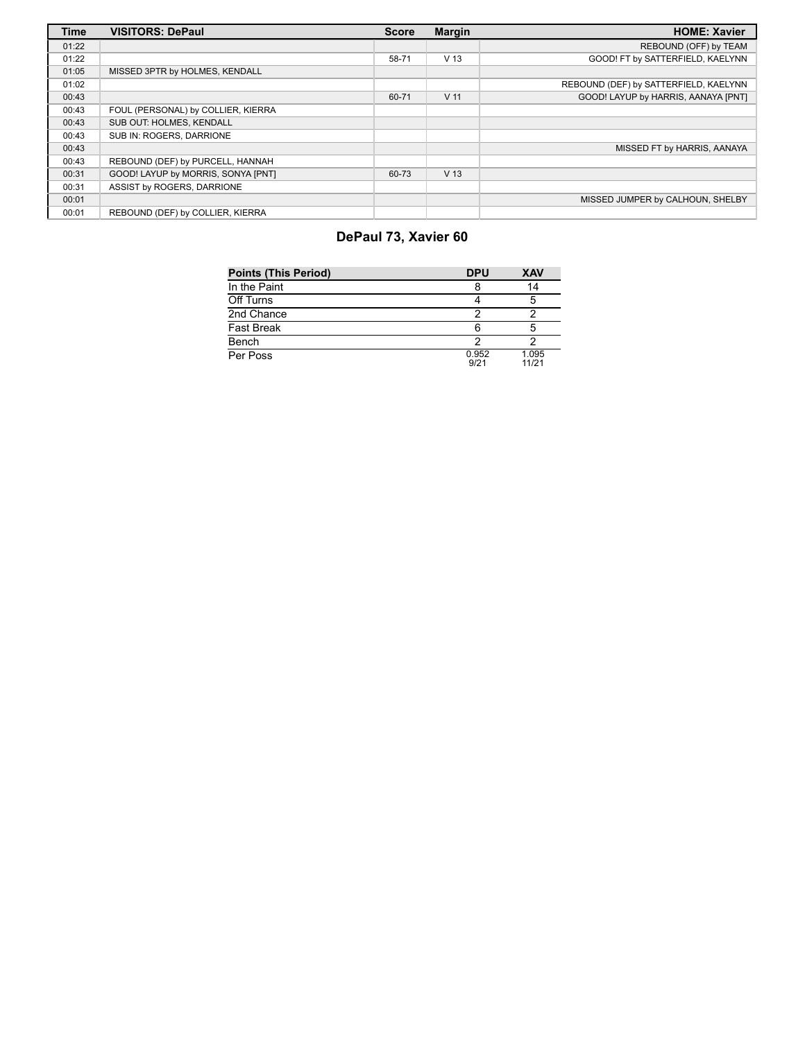| Time | VISITORS: DePaul | Score | Margin | HOME: Xavier |
| --- | --- | --- | --- | --- |
| 01:22 | | | | REBOUND (OFF) by TEAM |
| 01:22 | | 58-71 | V 13 | GOOD! FT by SATTERFIELD, KAELYNN |
| 01:05 | MISSED 3PTR by HOLMES, KENDALL | | | |
| 01:02 | | | | REBOUND (DEF) by SATTERFIELD, KAELYNN |
| 00:43 | | 60-71 | V 11 | GOOD! LAYUP by HARRIS, AANAYA [PNT] |
| 00:43 | FOUL (PERSONAL) by COLLIER, KIERRA | | | |
| 00:43 | SUB OUT: HOLMES, KENDALL | | | |
| 00:43 | SUB IN: ROGERS, DARRIONE | | | |
| 00:43 | | | | MISSED FT by HARRIS, AANAYA |
| 00:43 | REBOUND (DEF) by PURCELL, HANNAH | | | |
| 00:31 | GOOD! LAYUP by MORRIS, SONYA [PNT] | 60-73 | V 13 | |
| 00:31 | ASSIST by ROGERS, DARRIONE | | | |
| 00:01 | | | | MISSED JUMPER by CALHOUN, SHELBY |
| 00:01 | REBOUND (DEF) by COLLIER, KIERRA | | | |

## DePaul 73, Xavier 60

| Points (This Period) | DPU | XAV |
| --- | --- | --- |
| In the Paint | 8 | 14 |
| Off Turns | 4 | 5 |
| 2nd Chance | 2 | 2 |
| Fast Break | 6 | 5 |
| Bench | 2 | 2 |
| Per Poss | 0.952 9/21 | 1.095 11/21 |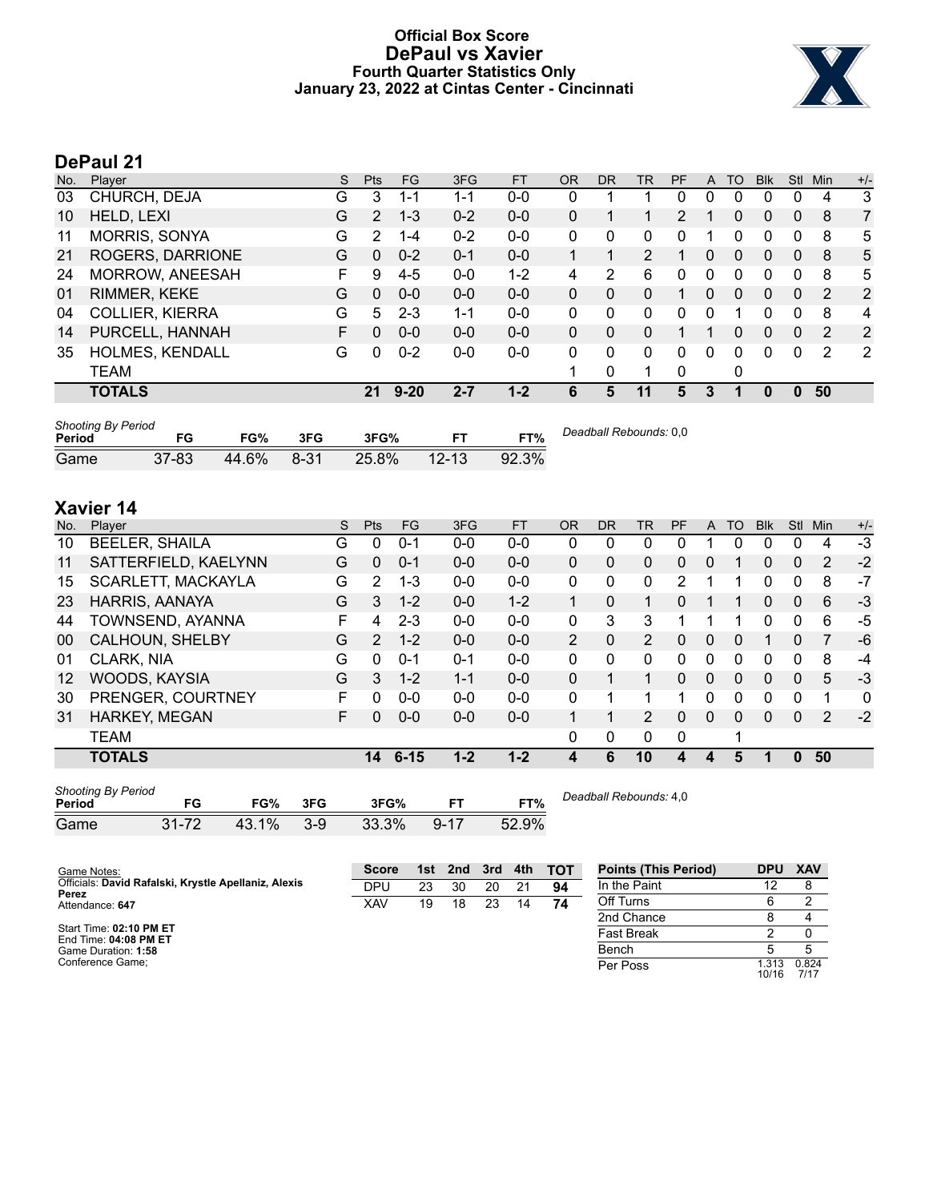# Official Box Score
# DePaul vs Xavier
### Fourth Quarter Statistics Only
### January 23, 2022 at Cintas Center - Cincinnati

## DePaul 21

| No. | Player | S | Pts | FG | 3FG | FT | OR | DR | TR | PF | A | TO | Blk | Stl | Min | +/- |
|---|---|---|---|---|---|---|---|---|---|---|---|---|---|---|---|---|
| 03 | CHURCH, DEJA | G | 3 | 1-1 | 1-1 | 0-0 | 0 | 1 | 1 | 0 | 0 | 0 | 0 | 0 | 4 | 3 |
| 10 | HELD, LEXI | G | 2 | 1-3 | 0-2 | 0-0 | 0 | 1 | 1 | 2 | 1 | 0 | 0 | 0 | 8 | 7 |
| 11 | MORRIS, SONYA | G | 2 | 1-4 | 0-2 | 0-0 | 0 | 0 | 0 | 0 | 1 | 0 | 0 | 0 | 8 | 5 |
| 21 | ROGERS, DARRIONE | G | 0 | 0-2 | 0-1 | 0-0 | 1 | 1 | 2 | 1 | 0 | 0 | 0 | 0 | 8 | 5 |
| 24 | MORROW, ANEESAH | F | 9 | 4-5 | 0-0 | 1-2 | 4 | 2 | 6 | 0 | 0 | 0 | 0 | 0 | 8 | 5 |
| 01 | RIMMER, KEKE | G | 0 | 0-0 | 0-0 | 0-0 | 0 | 0 | 0 | 1 | 0 | 0 | 0 | 0 | 2 | 2 |
| 04 | COLLIER, KIERRA | G | 5 | 2-3 | 1-1 | 0-0 | 0 | 0 | 0 | 0 | 0 | 1 | 0 | 0 | 8 | 4 |
| 14 | PURCELL, HANNAH | F | 0 | 0-0 | 0-0 | 0-0 | 0 | 0 | 0 | 1 | 1 | 0 | 0 | 0 | 2 | 2 |
| 35 | HOLMES, KENDALL | G | 0 | 0-2 | 0-0 | 0-0 | 0 | 0 | 0 | 0 | 0 | 0 | 0 | 0 | 2 | 2 |
| | TEAM | | | | | | 1 | 0 | 1 | 0 | | 0 | | | | |
| | **TOTALS** | | **21** | **9-20** | **2-7** | **1-2** | **6** | **5** | **11** | **5** | **3** | **1** | **0** | **0** | **50** | |

*Shooting By Period*

| Period | FG | FG% | 3FG | 3FG% | FT | FT% |
|---|---|---|---|---|---|---|
| Game | 37-83 | 44.6% | 8-31 | 25.8% | 12-13 | 92.3% |

*Deadball Rebounds:* 0,0

## Xavier 14

| No. | Player | S | Pts | FG | 3FG | FT | OR | DR | TR | PF | A | TO | Blk | Stl | Min | +/- |
|---|---|---|---|---|---|---|---|---|---|---|---|---|---|---|---|---|
| 10 | BEELER, SHAILA | G | 0 | 0-1 | 0-0 | 0-0 | 0 | 0 | 0 | 0 | 1 | 0 | 0 | 0 | 4 | -3 |
| 11 | SATTERFIELD, KAELYNN | G | 0 | 0-1 | 0-0 | 0-0 | 0 | 0 | 0 | 0 | 0 | 1 | 0 | 0 | 2 | -2 |
| 15 | SCARLETT, MACKAYLA | G | 2 | 1-3 | 0-0 | 0-0 | 0 | 0 | 0 | 2 | 1 | 1 | 0 | 0 | 8 | -7 |
| 23 | HARRIS, AANAYA | G | 3 | 1-2 | 0-0 | 1-2 | 1 | 0 | 1 | 0 | 1 | 1 | 0 | 0 | 6 | -3 |
| 44 | TOWNSEND, AYANNA | F | 4 | 2-3 | 0-0 | 0-0 | 0 | 3 | 3 | 1 | 1 | 1 | 0 | 0 | 6 | -5 |
| 00 | CALHOUN, SHELBY | G | 2 | 1-2 | 0-0 | 0-0 | 2 | 0 | 2 | 0 | 0 | 0 | 1 | 0 | 7 | -6 |
| 01 | CLARK, NIA | G | 0 | 0-1 | 0-1 | 0-0 | 0 | 0 | 0 | 0 | 0 | 0 | 0 | 0 | 8 | -4 |
| 12 | WOODS, KAYSIA | G | 3 | 1-2 | 1-1 | 0-0 | 0 | 1 | 1 | 0 | 0 | 0 | 0 | 0 | 5 | -3 |
| 30 | PRENGER, COURTNEY | F | 0 | 0-0 | 0-0 | 0-0 | 0 | 1 | 1 | 1 | 0 | 0 | 0 | 0 | 1 | 0 |
| 31 | HARKEY, MEGAN | F | 0 | 0-0 | 0-0 | 0-0 | 1 | 1 | 2 | 0 | 0 | 0 | 0 | 0 | 2 | -2 |
| | TEAM | | | | | | 0 | 0 | 0 | 0 | | 1 | | | | |
| | **TOTALS** | | **14** | **6-15** | **1-2** | **1-2** | **4** | **6** | **10** | **4** | **4** | **5** | **1** | **0** | **50** | |

*Shooting By Period*

| Period | FG | FG% | 3FG | 3FG% | FT | FT% |
|---|---|---|---|---|---|---|
| Game | 31-72 | 43.1% | 3-9 | 33.3% | 9-17 | 52.9% |

*Deadball Rebounds:* 4,0

Game Notes:
Officials: **David Rafalski, Krystle Apellaniz, Alexis Perez**
Attendance: **647**

Start Time: **02:10 PM ET**
End Time: **04:08 PM ET**
Game Duration: **1:58**
Conference Game;

| Score | 1st | 2nd | 3rd | 4th | TOT |
|---|---|---|---|---|---|
| DPU | 23 | 30 | 20 | 21 | **94** |
| XAV | 19 | 18 | 23 | 14 | **74** |

| Points (This Period) | DPU | XAV |
|---|---|---|
| In the Paint | 12 | 8 |
| Off Turns | 6 | 2 |
| 2nd Chance | 8 | 4 |
| Fast Break | 2 | 0 |
| Bench | 5 | 5 |
| Per Poss | 1.313 10/16 | 0.824 7/17 |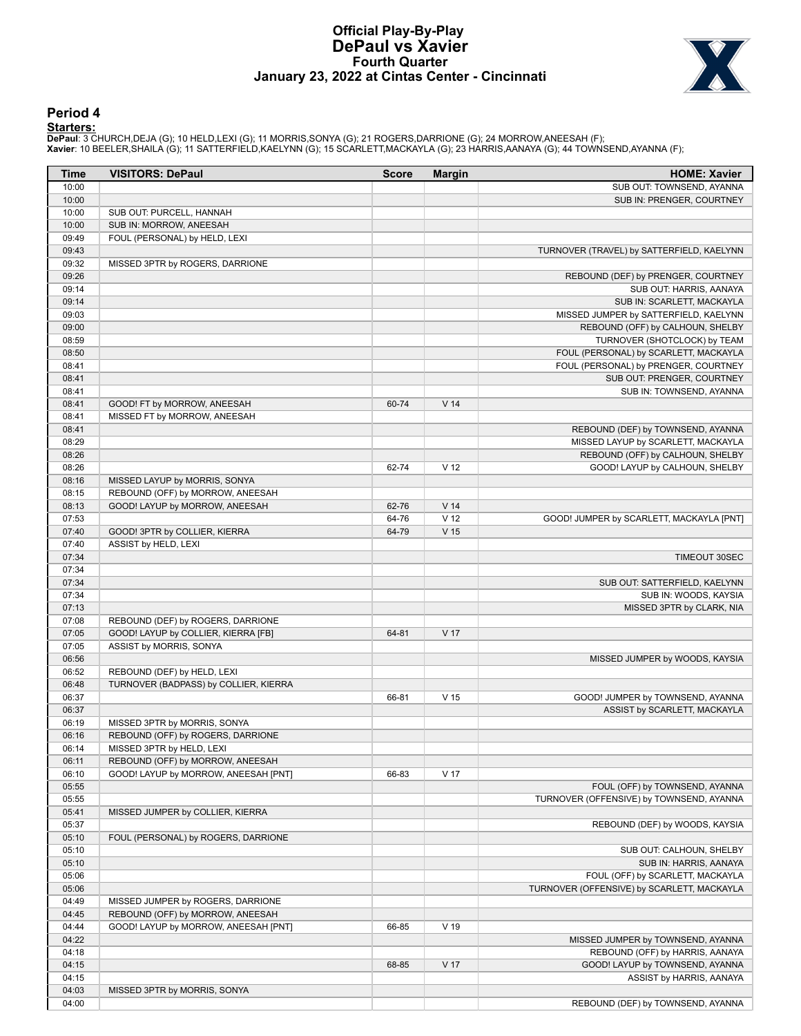# Official Play-By-Play
# DePaul vs Xavier
# Fourth Quarter
# January 23, 2022 at Cintas Center - Cincinnati

## Period 4

**Starters:**

**DePaul**: 3 CHURCH,DEJA (G); 10 HELD,LEXI (G); 11 MORRIS,SONYA (G); 21 ROGERS,DARRIONE (G); 24 MORROW,ANEESAH (F);
**Xavier**: 10 BEELER,SHAILA (G); 11 SATTERFIELD,KAELYNN (G); 15 SCARLETT,MACKAYLA (G); 23 HARRIS,AANAYA (G); 44 TOWNSEND,AYANNA (F);

| Time | VISITORS: DePaul | Score | Margin | HOME: Xavier |
|---|---|---|---|---|
| 10:00 | | | | SUB OUT: TOWNSEND, AYANNA |
| 10:00 | | | | SUB IN: PRENGER, COURTNEY |
| 10:00 | SUB OUT: PURCELL, HANNAH | | | |
| 10:00 | SUB IN: MORROW, ANEESAH | | | |
| 09:49 | FOUL (PERSONAL) by HELD, LEXI | | | |
| 09:43 | | | | TURNOVER (TRAVEL) by SATTERFIELD, KAELYNN |
| 09:32 | MISSED 3PTR by ROGERS, DARRIONE | | | |
| 09:26 | | | | REBOUND (DEF) by PRENGER, COURTNEY |
| 09:14 | | | | SUB OUT: HARRIS, AANAYA |
| 09:14 | | | | SUB IN: SCARLETT, MACKAYLA |
| 09:03 | | | | MISSED JUMPER by SATTERFIELD, KAELYNN |
| 09:00 | | | | REBOUND (OFF) by CALHOUN, SHELBY |
| 08:59 | | | | TURNOVER (SHOTCLOCK) by TEAM |
| 08:50 | | | | FOUL (PERSONAL) by SCARLETT, MACKAYLA |
| 08:41 | | | | FOUL (PERSONAL) by PRENGER, COURTNEY |
| 08:41 | | | | SUB OUT: PRENGER, COURTNEY |
| 08:41 | | | | SUB IN: TOWNSEND, AYANNA |
| 08:41 | GOOD! FT by MORROW, ANEESAH | 60-74 | V 14 | |
| 08:41 | MISSED FT by MORROW, ANEESAH | | | |
| 08:41 | | | | REBOUND (DEF) by TOWNSEND, AYANNA |
| 08:29 | | | | MISSED LAYUP by SCARLETT, MACKAYLA |
| 08:26 | | | | REBOUND (OFF) by CALHOUN, SHELBY |
| 08:26 | | 62-74 | V 12 | GOOD! LAYUP by CALHOUN, SHELBY |
| 08:16 | MISSED LAYUP by MORRIS, SONYA | | | |
| 08:15 | REBOUND (OFF) by MORROW, ANEESAH | | | |
| 08:13 | GOOD! LAYUP by MORROW, ANEESAH | 62-76 | V 14 | |
| 07:53 | | 64-76 | V 12 | GOOD! JUMPER by SCARLETT, MACKAYLA [PNT] |
| 07:40 | GOOD! 3PTR by COLLIER, KIERRA | 64-79 | V 15 | |
| 07:40 | ASSIST by HELD, LEXI | | | |
| 07:34 | | | | TIMEOUT 30SEC |
| 07:34 | | | | |
| 07:34 | | | | SUB OUT: SATTERFIELD, KAELYNN |
| 07:34 | | | | SUB IN: WOODS, KAYSIA |
| 07:13 | | | | MISSED 3PTR by CLARK, NIA |
| 07:08 | REBOUND (DEF) by ROGERS, DARRIONE | | | |
| 07:05 | GOOD! LAYUP by COLLIER, KIERRA [FB] | 64-81 | V 17 | |
| 07:05 | ASSIST by MORRIS, SONYA | | | |
| 06:56 | | | | MISSED JUMPER by WOODS, KAYSIA |
| 06:52 | REBOUND (DEF) by HELD, LEXI | | | |
| 06:48 | TURNOVER (BADPASS) by COLLIER, KIERRA | | | |
| 06:37 | | 66-81 | V 15 | GOOD! JUMPER by TOWNSEND, AYANNA |
| 06:37 | | | | ASSIST by SCARLETT, MACKAYLA |
| 06:19 | MISSED 3PTR by MORRIS, SONYA | | | |
| 06:16 | REBOUND (OFF) by ROGERS, DARRIONE | | | |
| 06:14 | MISSED 3PTR by HELD, LEXI | | | |
| 06:11 | REBOUND (OFF) by MORROW, ANEESAH | | | |
| 06:10 | GOOD! LAYUP by MORROW, ANEESAH [PNT] | 66-83 | V 17 | |
| 05:55 | | | | FOUL (OFF) by TOWNSEND, AYANNA |
| 05:55 | | | | TURNOVER (OFFENSIVE) by TOWNSEND, AYANNA |
| 05:41 | MISSED JUMPER by COLLIER, KIERRA | | | |
| 05:37 | | | | REBOUND (DEF) by WOODS, KAYSIA |
| 05:10 | FOUL (PERSONAL) by ROGERS, DARRIONE | | | |
| 05:10 | | | | SUB OUT: CALHOUN, SHELBY |
| 05:10 | | | | SUB IN: HARRIS, AANAYA |
| 05:06 | | | | FOUL (OFF) by SCARLETT, MACKAYLA |
| 05:06 | | | | TURNOVER (OFFENSIVE) by SCARLETT, MACKAYLA |
| 04:49 | MISSED JUMPER by ROGERS, DARRIONE | | | |
| 04:45 | REBOUND (OFF) by MORROW, ANEESAH | | | |
| 04:44 | GOOD! LAYUP by MORROW, ANEESAH [PNT] | 66-85 | V 19 | |
| 04:22 | | | | MISSED JUMPER by TOWNSEND, AYANNA |
| 04:18 | | | | REBOUND (OFF) by HARRIS, AANAYA |
| 04:15 | | 68-85 | V 17 | GOOD! LAYUP by TOWNSEND, AYANNA |
| 04:15 | | | | ASSIST by HARRIS, AANAYA |
| 04:03 | MISSED 3PTR by MORRIS, SONYA | | | |
| 04:00 | | | | REBOUND (DEF) by TOWNSEND, AYANNA |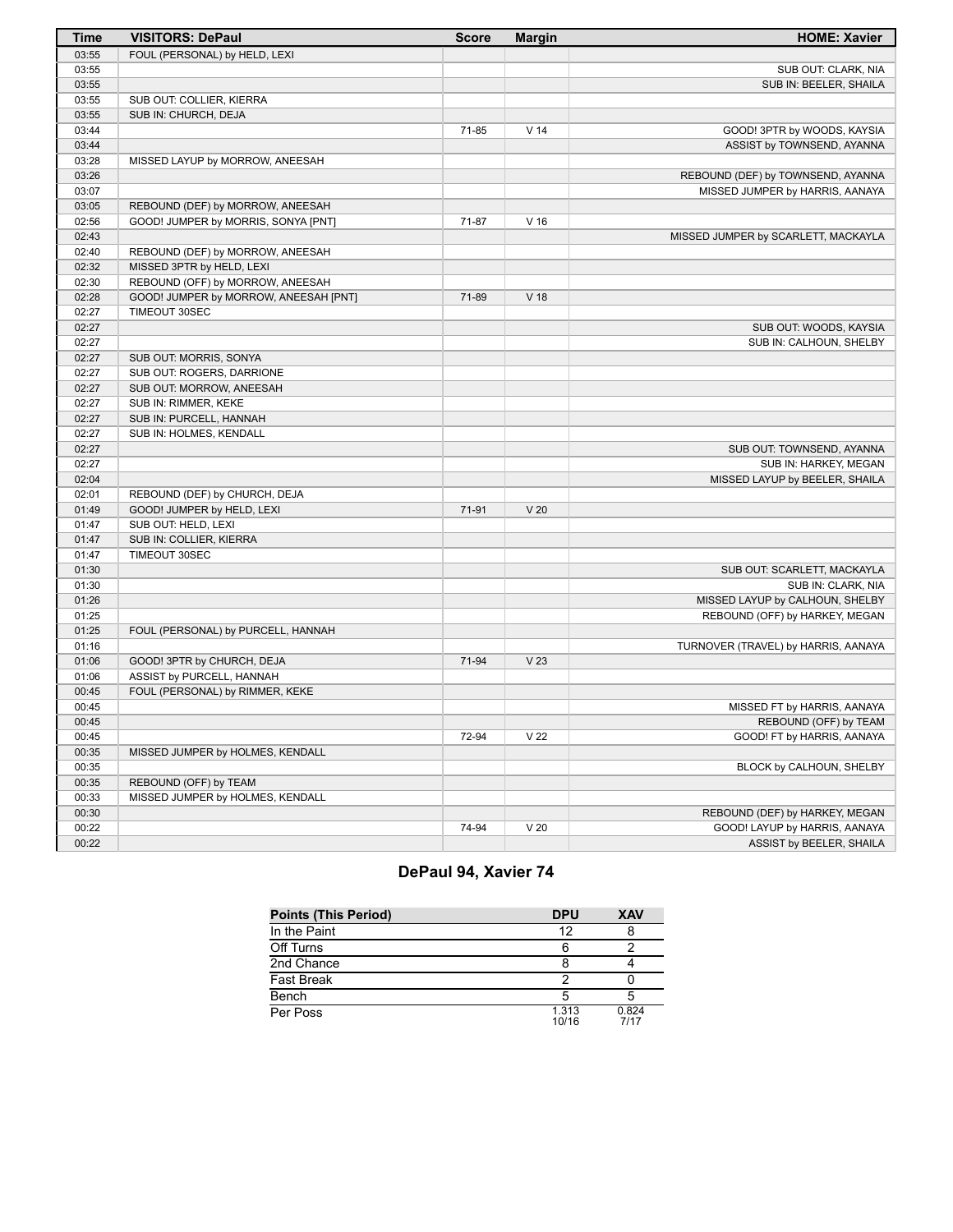| Time | VISITORS: DePaul | Score | Margin | HOME: Xavier |
| --- | --- | --- | --- | --- |
| 03:55 | FOUL (PERSONAL) by HELD, LEXI | | | |
| 03:55 | | | | SUB OUT: CLARK, NIA |
| 03:55 | | | | SUB IN: BEELER, SHAILA |
| 03:55 | SUB OUT: COLLIER, KIERRA | | | |
| 03:55 | SUB IN: CHURCH, DEJA | | | |
| 03:44 | | 71-85 | V 14 | GOOD! 3PTR by WOODS, KAYSIA |
| 03:44 | | | | ASSIST by TOWNSEND, AYANNA |
| 03:28 | MISSED LAYUP by MORROW, ANEESAH | | | |
| 03:26 | | | | REBOUND (DEF) by TOWNSEND, AYANNA |
| 03:07 | | | | MISSED JUMPER by HARRIS, AANAYA |
| 03:05 | REBOUND (DEF) by MORROW, ANEESAH | | | |
| 02:56 | GOOD! JUMPER by MORRIS, SONYA [PNT] | 71-87 | V 16 | |
| 02:43 | | | | MISSED JUMPER by SCARLETT, MACKAYLA |
| 02:40 | REBOUND (DEF) by MORROW, ANEESAH | | | |
| 02:32 | MISSED 3PTR by HELD, LEXI | | | |
| 02:30 | REBOUND (OFF) by MORROW, ANEESAH | | | |
| 02:28 | GOOD! JUMPER by MORROW, ANEESAH [PNT] | 71-89 | V 18 | |
| 02:27 | TIMEOUT 30SEC | | | |
| 02:27 | | | | SUB OUT: WOODS, KAYSIA |
| 02:27 | | | | SUB IN: CALHOUN, SHELBY |
| 02:27 | SUB OUT: MORRIS, SONYA | | | |
| 02:27 | SUB OUT: ROGERS, DARRIONE | | | |
| 02:27 | SUB OUT: MORROW, ANEESAH | | | |
| 02:27 | SUB IN: RIMMER, KEKE | | | |
| 02:27 | SUB IN: PURCELL, HANNAH | | | |
| 02:27 | SUB IN: HOLMES, KENDALL | | | |
| 02:27 | | | | SUB OUT: TOWNSEND, AYANNA |
| 02:27 | | | | SUB IN: HARKEY, MEGAN |
| 02:04 | | | | MISSED LAYUP by BEELER, SHAILA |
| 02:01 | REBOUND (DEF) by CHURCH, DEJA | | | |
| 01:49 | GOOD! JUMPER by HELD, LEXI | 71-91 | V 20 | |
| 01:47 | SUB OUT: HELD, LEXI | | | |
| 01:47 | SUB IN: COLLIER, KIERRA | | | |
| 01:47 | TIMEOUT 30SEC | | | |
| 01:30 | | | | SUB OUT: SCARLETT, MACKAYLA |
| 01:30 | | | | SUB IN: CLARK, NIA |
| 01:26 | | | | MISSED LAYUP by CALHOUN, SHELBY |
| 01:25 | | | | REBOUND (OFF) by HARKEY, MEGAN |
| 01:25 | FOUL (PERSONAL) by PURCELL, HANNAH | | | |
| 01:16 | | | | TURNOVER (TRAVEL) by HARRIS, AANAYA |
| 01:06 | GOOD! 3PTR by CHURCH, DEJA | 71-94 | V 23 | |
| 01:06 | ASSIST by PURCELL, HANNAH | | | |
| 00:45 | FOUL (PERSONAL) by RIMMER, KEKE | | | |
| 00:45 | | | | MISSED FT by HARRIS, AANAYA |
| 00:45 | | | | REBOUND (OFF) by TEAM |
| 00:45 | | 72-94 | V 22 | GOOD! FT by HARRIS, AANAYA |
| 00:35 | MISSED JUMPER by HOLMES, KENDALL | | | |
| 00:35 | | | | BLOCK by CALHOUN, SHELBY |
| 00:35 | REBOUND (OFF) by TEAM | | | |
| 00:33 | MISSED JUMPER by HOLMES, KENDALL | | | |
| 00:30 | | | | REBOUND (DEF) by HARKEY, MEGAN |
| 00:22 | | 74-94 | V 20 | GOOD! LAYUP by HARRIS, AANAYA |
| 00:22 | | | | ASSIST by BEELER, SHAILA |

## DePaul 94, Xavier 74

| Points (This Period) | DPU | XAV |
| --- | --- | --- |
| In the Paint | 12 | 8 |
| Off Turns | 6 | 2 |
| 2nd Chance | 8 | 4 |
| Fast Break | 2 | 0 |
| Bench | 5 | 5 |
| Per Poss | 1.313 10/16 | 0.824 7/17 |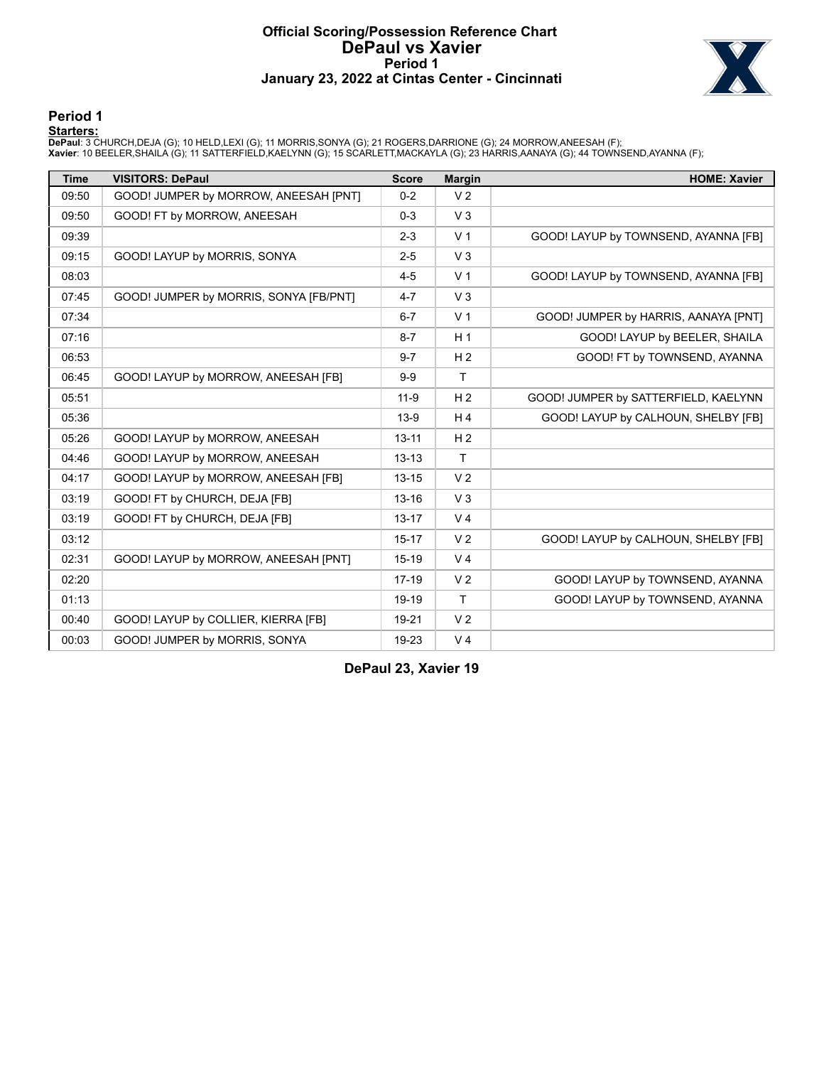# Official Scoring/Possession Reference Chart
## DePaul vs Xavier
### Period 1
### January 23, 2022 at Cintas Center - Cincinnati

## Period 1

**Starters:**

**DePaul**: 3 CHURCH,DEJA (G); 10 HELD,LEXI (G); 11 MORRIS,SONYA (G); 21 ROGERS,DARRIONE (G); 24 MORROW,ANEESAH (F);
**Xavier**: 10 BEELER,SHAILA (G); 11 SATTERFIELD,KAELYNN (G); 15 SCARLETT,MACKAYLA (G); 23 HARRIS,AANAYA (G); 44 TOWNSEND,AYANNA (F);

| Time | VISITORS: DePaul | Score | Margin | HOME: Xavier |
|---|---|---|---|---|
| 09:50 | GOOD! JUMPER by MORROW, ANEESAH [PNT] | 0-2 | V 2 | |
| 09:50 | GOOD! FT by MORROW, ANEESAH | 0-3 | V 3 | |
| 09:39 | | 2-3 | V 1 | GOOD! LAYUP by TOWNSEND, AYANNA [FB] |
| 09:15 | GOOD! LAYUP by MORRIS, SONYA | 2-5 | V 3 | |
| 08:03 | | 4-5 | V 1 | GOOD! LAYUP by TOWNSEND, AYANNA [FB] |
| 07:45 | GOOD! JUMPER by MORRIS, SONYA [FB/PNT] | 4-7 | V 3 | |
| 07:34 | | 6-7 | V 1 | GOOD! JUMPER by HARRIS, AANAYA [PNT] |
| 07:16 | | 8-7 | H 1 | GOOD! LAYUP by BEELER, SHAILA |
| 06:53 | | 9-7 | H 2 | GOOD! FT by TOWNSEND, AYANNA |
| 06:45 | GOOD! LAYUP by MORROW, ANEESAH [FB] | 9-9 | T | |
| 05:51 | | 11-9 | H 2 | GOOD! JUMPER by SATTERFIELD, KAELYNN |
| 05:36 | | 13-9 | H 4 | GOOD! LAYUP by CALHOUN, SHELBY [FB] |
| 05:26 | GOOD! LAYUP by MORROW, ANEESAH | 13-11 | H 2 | |
| 04:46 | GOOD! LAYUP by MORROW, ANEESAH | 13-13 | T | |
| 04:17 | GOOD! LAYUP by MORROW, ANEESAH [FB] | 13-15 | V 2 | |
| 03:19 | GOOD! FT by CHURCH, DEJA [FB] | 13-16 | V 3 | |
| 03:19 | GOOD! FT by CHURCH, DEJA [FB] | 13-17 | V 4 | |
| 03:12 | | 15-17 | V 2 | GOOD! LAYUP by CALHOUN, SHELBY [FB] |
| 02:31 | GOOD! LAYUP by MORROW, ANEESAH [PNT] | 15-19 | V 4 | |
| 02:20 | | 17-19 | V 2 | GOOD! LAYUP by TOWNSEND, AYANNA |
| 01:13 | | 19-19 | T | GOOD! LAYUP by TOWNSEND, AYANNA |
| 00:40 | GOOD! LAYUP by COLLIER, KIERRA [FB] | 19-21 | V 2 | |
| 00:03 | GOOD! JUMPER by MORRIS, SONYA | 19-23 | V 4 | |

**DePaul 23, Xavier 19**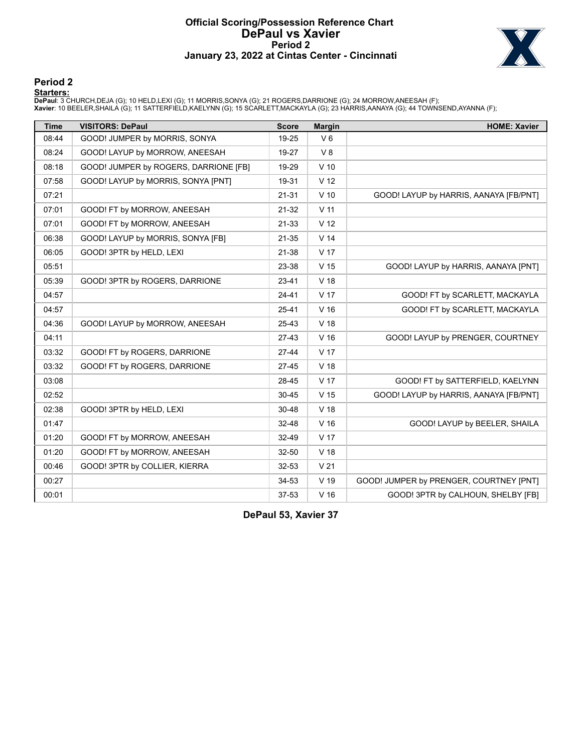# Official Scoring/Possession Reference Chart
## DePaul vs Xavier
### Period 2
### January 23, 2022 at Cintas Center - Cincinnati

## Period 2

**Starters:**

**DePaul**: 3 CHURCH,DEJA (G); 10 HELD,LEXI (G); 11 MORRIS,SONYA (G); 21 ROGERS,DARRIONE (G); 24 MORROW,ANEESAH (F);
**Xavier**: 10 BEELER,SHAILA (G); 11 SATTERFIELD,KAELYNN (G); 15 SCARLETT,MACKAYLA (G); 23 HARRIS,AANAYA (G); 44 TOWNSEND,AYANNA (F);

| Time | VISITORS: DePaul | Score | Margin | HOME: Xavier |
|---|---|---|---|---|
| 08:44 | GOOD! JUMPER by MORRIS, SONYA | 19-25 | V 6 | |
| 08:24 | GOOD! LAYUP by MORROW, ANEESAH | 19-27 | V 8 | |
| 08:18 | GOOD! JUMPER by ROGERS, DARRIONE [FB] | 19-29 | V 10 | |
| 07:58 | GOOD! LAYUP by MORRIS, SONYA [PNT] | 19-31 | V 12 | |
| 07:21 | | 21-31 | V 10 | GOOD! LAYUP by HARRIS, AANAYA [FB/PNT] |
| 07:01 | GOOD! FT by MORROW, ANEESAH | 21-32 | V 11 | |
| 07:01 | GOOD! FT by MORROW, ANEESAH | 21-33 | V 12 | |
| 06:38 | GOOD! LAYUP by MORRIS, SONYA [FB] | 21-35 | V 14 | |
| 06:05 | GOOD! 3PTR by HELD, LEXI | 21-38 | V 17 | |
| 05:51 | | 23-38 | V 15 | GOOD! LAYUP by HARRIS, AANAYA [PNT] |
| 05:39 | GOOD! 3PTR by ROGERS, DARRIONE | 23-41 | V 18 | |
| 04:57 | | 24-41 | V 17 | GOOD! FT by SCARLETT, MACKAYLA |
| 04:57 | | 25-41 | V 16 | GOOD! FT by SCARLETT, MACKAYLA |
| 04:36 | GOOD! LAYUP by MORROW, ANEESAH | 25-43 | V 18 | |
| 04:11 | | 27-43 | V 16 | GOOD! LAYUP by PRENGER, COURTNEY |
| 03:32 | GOOD! FT by ROGERS, DARRIONE | 27-44 | V 17 | |
| 03:32 | GOOD! FT by ROGERS, DARRIONE | 27-45 | V 18 | |
| 03:08 | | 28-45 | V 17 | GOOD! FT by SATTERFIELD, KAELYNN |
| 02:52 | | 30-45 | V 15 | GOOD! LAYUP by HARRIS, AANAYA [FB/PNT] |
| 02:38 | GOOD! 3PTR by HELD, LEXI | 30-48 | V 18 | |
| 01:47 | | 32-48 | V 16 | GOOD! LAYUP by BEELER, SHAILA |
| 01:20 | GOOD! FT by MORROW, ANEESAH | 32-49 | V 17 | |
| 01:20 | GOOD! FT by MORROW, ANEESAH | 32-50 | V 18 | |
| 00:46 | GOOD! 3PTR by COLLIER, KIERRA | 32-53 | V 21 | |
| 00:27 | | 34-53 | V 19 | GOOD! JUMPER by PRENGER, COURTNEY [PNT] |
| 00:01 | | 37-53 | V 16 | GOOD! 3PTR by CALHOUN, SHELBY [FB] |

**DePaul 53, Xavier 37**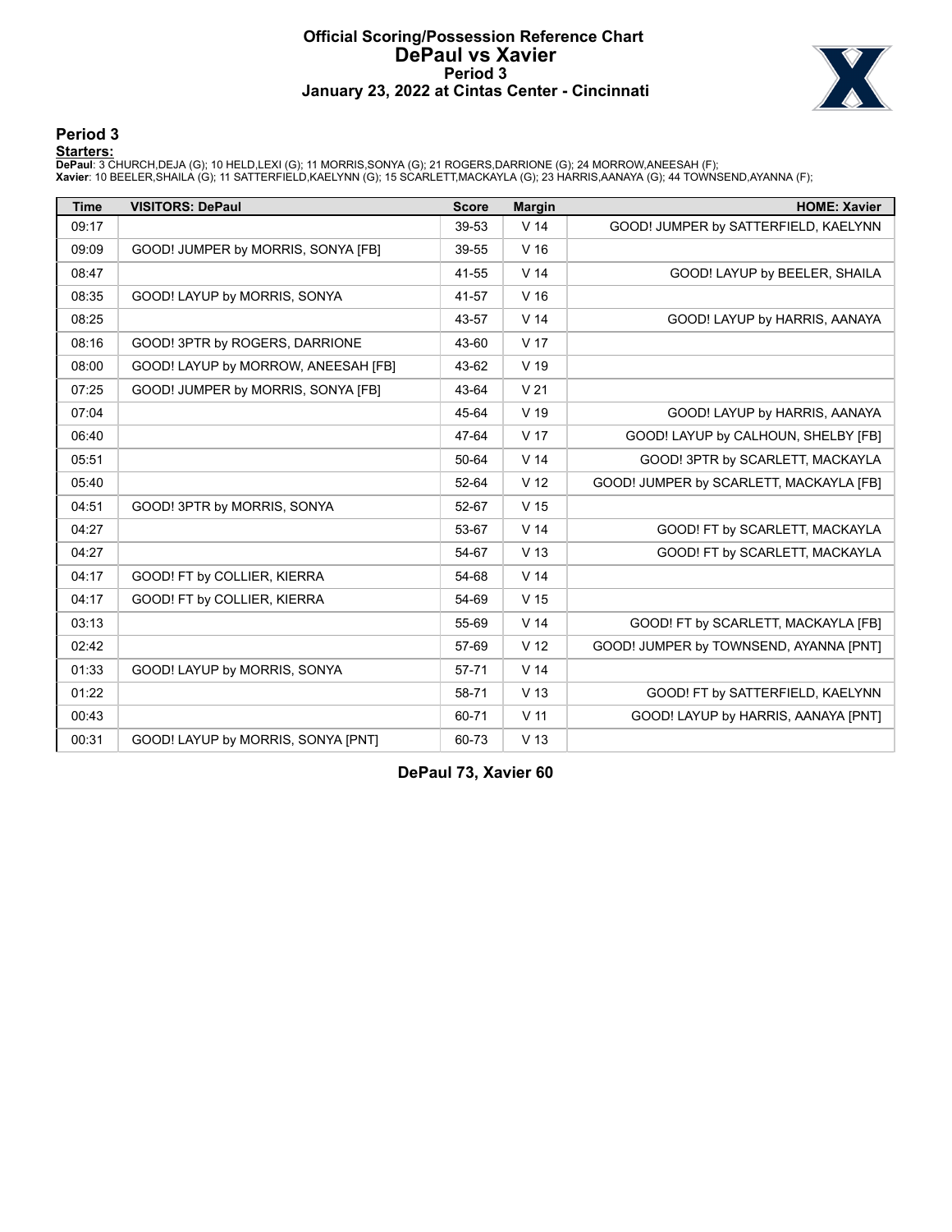# Official Scoring/Possession Reference Chart
## DePaul vs Xavier
### Period 3
### January 23, 2022 at Cintas Center - Cincinnati

## Period 3

**Starters:**

**DePaul**: 3 CHURCH,DEJA (G); 10 HELD,LEXI (G); 11 MORRIS,SONYA (G); 21 ROGERS,DARRIONE (G); 24 MORROW,ANEESAH (F);
**Xavier**: 10 BEELER,SHAILA (G); 11 SATTERFIELD,KAELYNN (G); 15 SCARLETT,MACKAYLA (G); 23 HARRIS,AANAYA (G); 44 TOWNSEND,AYANNA (F);

| Time | VISITORS: DePaul | Score | Margin | HOME: Xavier |
|---|---|---|---|---|
| 09:17 | | 39-53 | V 14 | GOOD! JUMPER by SATTERFIELD, KAELYNN |
| 09:09 | GOOD! JUMPER by MORRIS, SONYA [FB] | 39-55 | V 16 | |
| 08:47 | | 41-55 | V 14 | GOOD! LAYUP by BEELER, SHAILA |
| 08:35 | GOOD! LAYUP by MORRIS, SONYA | 41-57 | V 16 | |
| 08:25 | | 43-57 | V 14 | GOOD! LAYUP by HARRIS, AANAYA |
| 08:16 | GOOD! 3PTR by ROGERS, DARRIONE | 43-60 | V 17 | |
| 08:00 | GOOD! LAYUP by MORROW, ANEESAH [FB] | 43-62 | V 19 | |
| 07:25 | GOOD! JUMPER by MORRIS, SONYA [FB] | 43-64 | V 21 | |
| 07:04 | | 45-64 | V 19 | GOOD! LAYUP by HARRIS, AANAYA |
| 06:40 | | 47-64 | V 17 | GOOD! LAYUP by CALHOUN, SHELBY [FB] |
| 05:51 | | 50-64 | V 14 | GOOD! 3PTR by SCARLETT, MACKAYLA |
| 05:40 | | 52-64 | V 12 | GOOD! JUMPER by SCARLETT, MACKAYLA [FB] |
| 04:51 | GOOD! 3PTR by MORRIS, SONYA | 52-67 | V 15 | |
| 04:27 | | 53-67 | V 14 | GOOD! FT by SCARLETT, MACKAYLA |
| 04:27 | | 54-67 | V 13 | GOOD! FT by SCARLETT, MACKAYLA |
| 04:17 | GOOD! FT by COLLIER, KIERRA | 54-68 | V 14 | |
| 04:17 | GOOD! FT by COLLIER, KIERRA | 54-69 | V 15 | |
| 03:13 | | 55-69 | V 14 | GOOD! FT by SCARLETT, MACKAYLA [FB] |
| 02:42 | | 57-69 | V 12 | GOOD! JUMPER by TOWNSEND, AYANNA [PNT] |
| 01:33 | GOOD! LAYUP by MORRIS, SONYA | 57-71 | V 14 | |
| 01:22 | | 58-71 | V 13 | GOOD! FT by SATTERFIELD, KAELYNN |
| 00:43 | | 60-71 | V 11 | GOOD! LAYUP by HARRIS, AANAYA [PNT] |
| 00:31 | GOOD! LAYUP by MORRIS, SONYA [PNT] | 60-73 | V 13 | |

**DePaul 73, Xavier 60**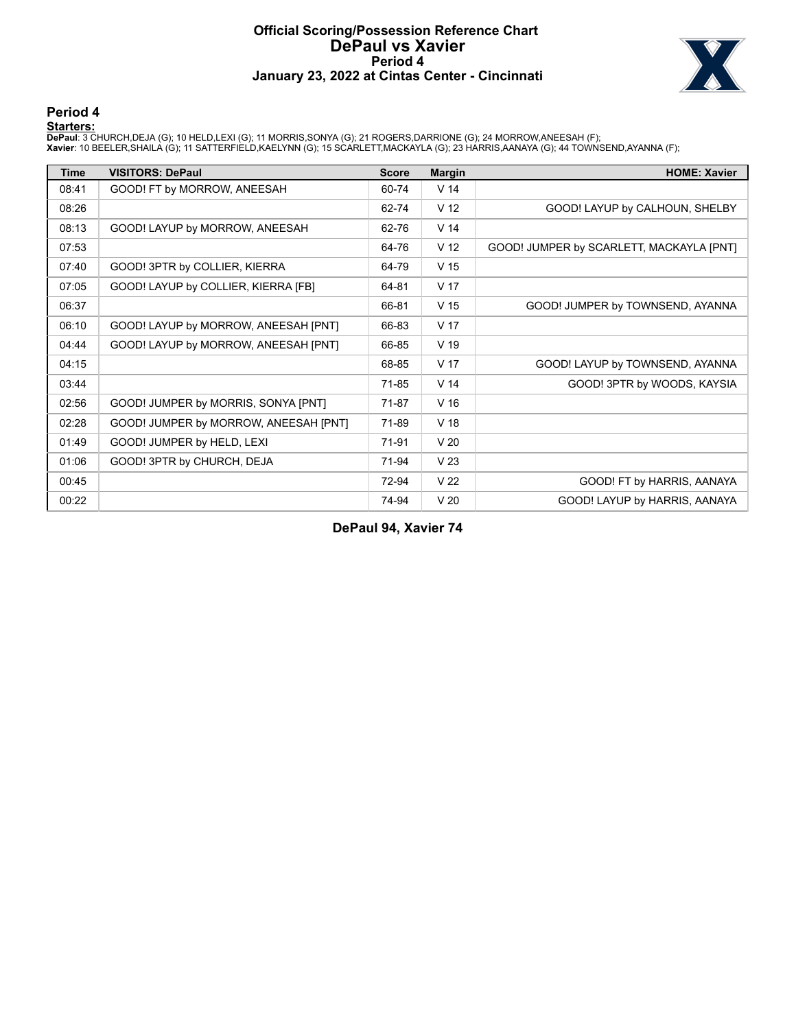# Official Scoring/Possession Reference Chart
# DePaul vs Xavier
## Period 4
## January 23, 2022 at Cintas Center - Cincinnati

### Period 4

**Starters:**

**DePaul**: 3 CHURCH,DEJA (G); 10 HELD,LEXI (G); 11 MORRIS,SONYA (G); 21 ROGERS,DARRIONE (G); 24 MORROW,ANEESAH (F);
**Xavier**: 10 BEELER,SHAILA (G); 11 SATTERFIELD,KAELYNN (G); 15 SCARLETT,MACKAYLA (G); 23 HARRIS,AANAYA (G); 44 TOWNSEND,AYANNA (F);

| Time | VISITORS: DePaul | Score | Margin | HOME: Xavier |
|---|---|---|---|---|
| 08:41 | GOOD! FT by MORROW, ANEESAH | 60-74 | V 14 | |
| 08:26 | | 62-74 | V 12 | GOOD! LAYUP by CALHOUN, SHELBY |
| 08:13 | GOOD! LAYUP by MORROW, ANEESAH | 62-76 | V 14 | |
| 07:53 | | 64-76 | V 12 | GOOD! JUMPER by SCARLETT, MACKAYLA [PNT] |
| 07:40 | GOOD! 3PTR by COLLIER, KIERRA | 64-79 | V 15 | |
| 07:05 | GOOD! LAYUP by COLLIER, KIERRA [FB] | 64-81 | V 17 | |
| 06:37 | | 66-81 | V 15 | GOOD! JUMPER by TOWNSEND, AYANNA |
| 06:10 | GOOD! LAYUP by MORROW, ANEESAH [PNT] | 66-83 | V 17 | |
| 04:44 | GOOD! LAYUP by MORROW, ANEESAH [PNT] | 66-85 | V 19 | |
| 04:15 | | 68-85 | V 17 | GOOD! LAYUP by TOWNSEND, AYANNA |
| 03:44 | | 71-85 | V 14 | GOOD! 3PTR by WOODS, KAYSIA |
| 02:56 | GOOD! JUMPER by MORRIS, SONYA [PNT] | 71-87 | V 16 | |
| 02:28 | GOOD! JUMPER by MORROW, ANEESAH [PNT] | 71-89 | V 18 | |
| 01:49 | GOOD! JUMPER by HELD, LEXI | 71-91 | V 20 | |
| 01:06 | GOOD! 3PTR by CHURCH, DEJA | 71-94 | V 23 | |
| 00:45 | | 72-94 | V 22 | GOOD! FT by HARRIS, AANAYA |
| 00:22 | | 74-94 | V 20 | GOOD! LAYUP by HARRIS, AANAYA |

**DePaul 94, Xavier 74**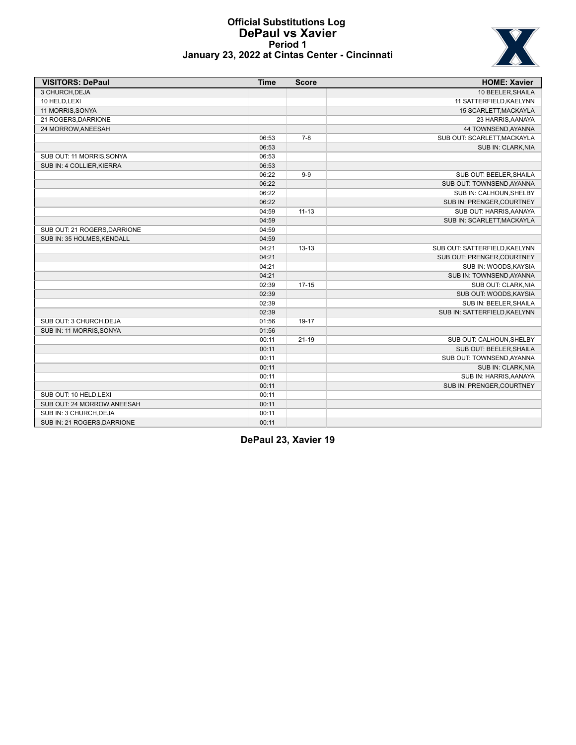# Official Substitutions Log
## DePaul vs Xavier
### Period 1
### January 23, 2022 at Cintas Center - Cincinnati

| VISITORS: DePaul | Time | Score | HOME: Xavier |
| --- | --- | --- | --- |
| 3 CHURCH,DEJA | | | 10 BEELER,SHAILA |
| 10 HELD,LEXI | | | 11 SATTERFIELD,KAELYNN |
| 11 MORRIS,SONYA | | | 15 SCARLETT,MACKAYLA |
| 21 ROGERS,DARRIONE | | | 23 HARRIS,AANAYA |
| 24 MORROW,ANEESAH | | | 44 TOWNSEND,AYANNA |
| | 06:53 | 7-8 | SUB OUT: SCARLETT,MACKAYLA |
| | 06:53 | | SUB IN: CLARK,NIA |
| SUB OUT: 11 MORRIS,SONYA | 06:53 | | |
| SUB IN: 4 COLLIER,KIERRA | 06:53 | | |
| | 06:22 | 9-9 | SUB OUT: BEELER,SHAILA |
| | 06:22 | | SUB OUT: TOWNSEND,AYANNA |
| | 06:22 | | SUB IN: CALHOUN,SHELBY |
| | 06:22 | | SUB IN: PRENGER,COURTNEY |
| | 04:59 | 11-13 | SUB OUT: HARRIS,AANAYA |
| | 04:59 | | SUB IN: SCARLETT,MACKAYLA |
| SUB OUT: 21 ROGERS,DARRIONE | 04:59 | | |
| SUB IN: 35 HOLMES,KENDALL | 04:59 | | |
| | 04:21 | 13-13 | SUB OUT: SATTERFIELD,KAELYNN |
| | 04:21 | | SUB OUT: PRENGER,COURTNEY |
| | 04:21 | | SUB IN: WOODS,KAYSIA |
| | 04:21 | | SUB IN: TOWNSEND,AYANNA |
| | 02:39 | 17-15 | SUB OUT: CLARK,NIA |
| | 02:39 | | SUB OUT: WOODS,KAYSIA |
| | 02:39 | | SUB IN: BEELER,SHAILA |
| | 02:39 | | SUB IN: SATTERFIELD,KAELYNN |
| SUB OUT: 3 CHURCH,DEJA | 01:56 | 19-17 | |
| SUB IN: 11 MORRIS,SONYA | 01:56 | | |
| | 00:11 | 21-19 | SUB OUT: CALHOUN,SHELBY |
| | 00:11 | | SUB OUT: BEELER,SHAILA |
| | 00:11 | | SUB OUT: TOWNSEND,AYANNA |
| | 00:11 | | SUB IN: CLARK,NIA |
| | 00:11 | | SUB IN: HARRIS,AANAYA |
| | 00:11 | | SUB IN: PRENGER,COURTNEY |
| SUB OUT: 10 HELD,LEXI | 00:11 | | |
| SUB OUT: 24 MORROW,ANEESAH | 00:11 | | |
| SUB IN: 3 CHURCH,DEJA | 00:11 | | |
| SUB IN: 21 ROGERS,DARRIONE | 00:11 | | |

**DePaul 23, Xavier 19**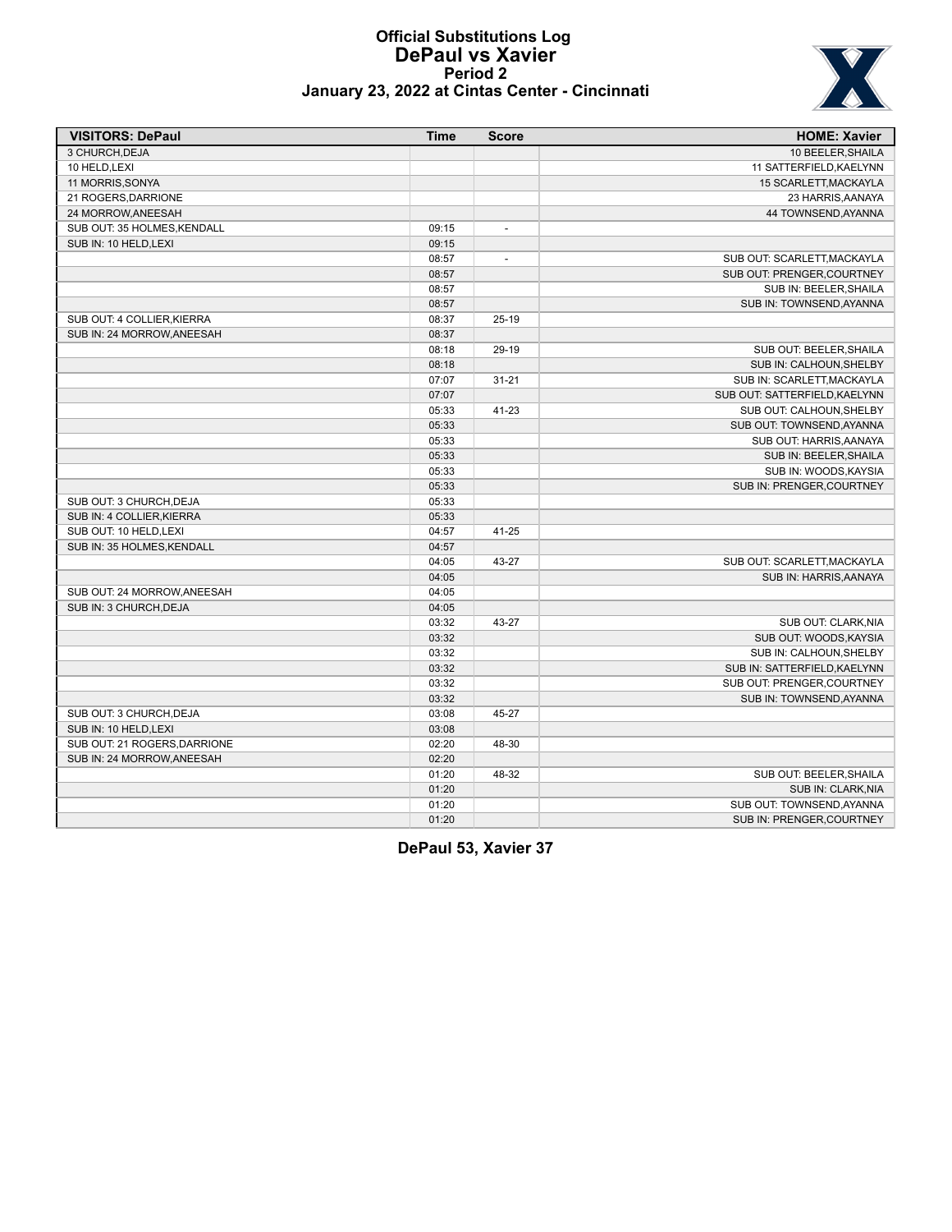# Official Substitutions Log
## DePaul vs Xavier
### Period 2
### January 23, 2022 at Cintas Center - Cincinnati

| VISITORS: DePaul | Time | Score | HOME: Xavier |
|---|---|---|---|
| 3 CHURCH,DEJA | | | 10 BEELER,SHAILA |
| 10 HELD,LEXI | | | 11 SATTERFIELD,KAELYNN |
| 11 MORRIS,SONYA | | | 15 SCARLETT,MACKAYLA |
| 21 ROGERS,DARRIONE | | | 23 HARRIS,AANAYA |
| 24 MORROW,ANEESAH | | | 44 TOWNSEND,AYANNA |
| SUB OUT: 35 HOLMES,KENDALL | 09:15 | - | |
| SUB IN: 10 HELD,LEXI | 09:15 | | |
| | 08:57 | - | SUB OUT: SCARLETT,MACKAYLA |
| | 08:57 | | SUB OUT: PRENGER,COURTNEY |
| | 08:57 | | SUB IN: BEELER,SHAILA |
| | 08:57 | | SUB IN: TOWNSEND,AYANNA |
| SUB OUT: 4 COLLIER,KIERRA | 08:37 | 25-19 | |
| SUB IN: 24 MORROW,ANEESAH | 08:37 | | |
| | 08:18 | 29-19 | SUB OUT: BEELER,SHAILA |
| | 08:18 | | SUB IN: CALHOUN,SHELBY |
| | 07:07 | 31-21 | SUB IN: SCARLETT,MACKAYLA |
| | 07:07 | | SUB OUT: SATTERFIELD,KAELYNN |
| | 05:33 | 41-23 | SUB OUT: CALHOUN,SHELBY |
| | 05:33 | | SUB OUT: TOWNSEND,AYANNA |
| | 05:33 | | SUB OUT: HARRIS,AANAYA |
| | 05:33 | | SUB IN: BEELER,SHAILA |
| | 05:33 | | SUB IN: WOODS,KAYSIA |
| | 05:33 | | SUB IN: PRENGER,COURTNEY |
| SUB OUT: 3 CHURCH,DEJA | 05:33 | | |
| SUB IN: 4 COLLIER,KIERRA | 05:33 | | |
| SUB OUT: 10 HELD,LEXI | 04:57 | 41-25 | |
| SUB IN: 35 HOLMES,KENDALL | 04:57 | | |
| | 04:05 | 43-27 | SUB OUT: SCARLETT,MACKAYLA |
| | 04:05 | | SUB IN: HARRIS,AANAYA |
| SUB OUT: 24 MORROW,ANEESAH | 04:05 | | |
| SUB IN: 3 CHURCH,DEJA | 04:05 | | |
| | 03:32 | 43-27 | SUB OUT: CLARK,NIA |
| | 03:32 | | SUB OUT: WOODS,KAYSIA |
| | 03:32 | | SUB IN: CALHOUN,SHELBY |
| | 03:32 | | SUB IN: SATTERFIELD,KAELYNN |
| | 03:32 | | SUB OUT: PRENGER,COURTNEY |
| | 03:32 | | SUB IN: TOWNSEND,AYANNA |
| SUB OUT: 3 CHURCH,DEJA | 03:08 | 45-27 | |
| SUB IN: 10 HELD,LEXI | 03:08 | | |
| SUB OUT: 21 ROGERS,DARRIONE | 02:20 | 48-30 | |
| SUB IN: 24 MORROW,ANEESAH | 02:20 | | |
| | 01:20 | 48-32 | SUB OUT: BEELER,SHAILA |
| | 01:20 | | SUB IN: CLARK,NIA |
| | 01:20 | | SUB OUT: TOWNSEND,AYANNA |
| | 01:20 | | SUB IN: PRENGER,COURTNEY |

**DePaul 53, Xavier 37**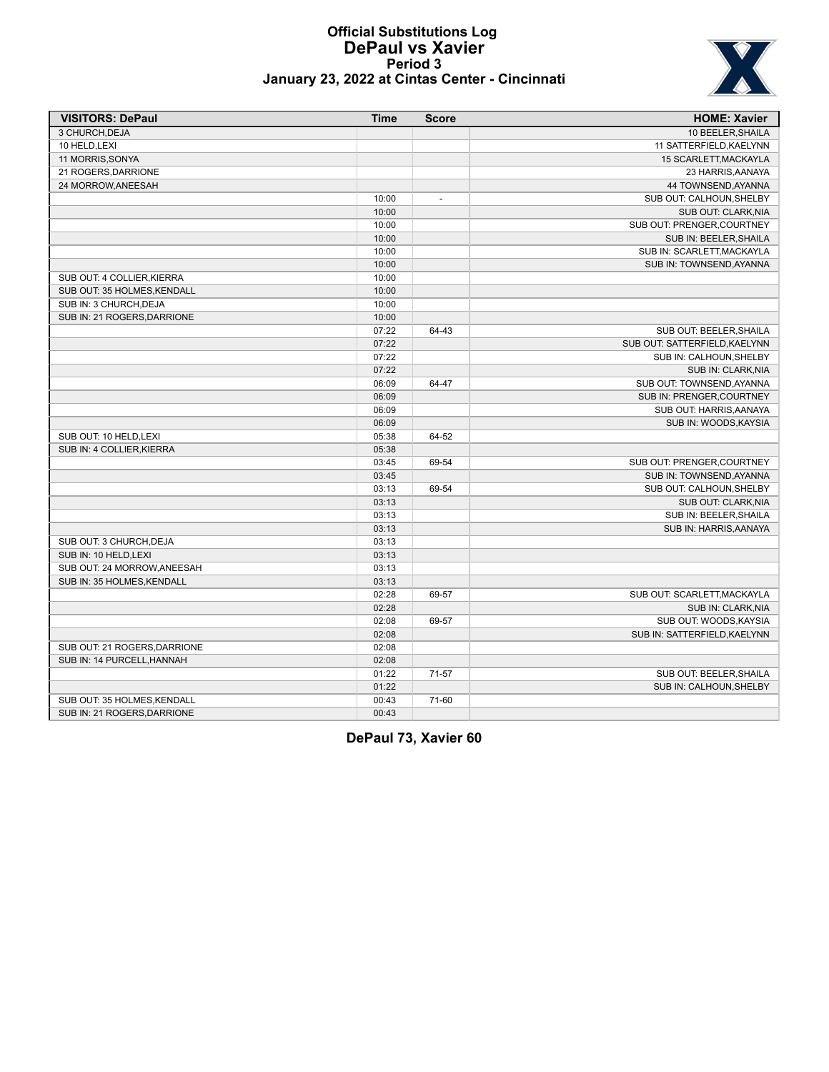# Official Substitutions Log
## DePaul vs Xavier
### Period 3
### January 23, 2022 at Cintas Center - Cincinnati

| VISITORS: DePaul | Time | Score | HOME: Xavier |
|---|---|---|---|
| 3 CHURCH,DEJA | | | 10 BEELER,SHAILA |
| 10 HELD,LEXI | | | 11 SATTERFIELD,KAELYNN |
| 11 MORRIS,SONYA | | | 15 SCARLETT,MACKAYLA |
| 21 ROGERS,DARRIONE | | | 23 HARRIS,AANAYA |
| 24 MORROW,ANEESAH | | | 44 TOWNSEND,AYANNA |
| | 10:00 | - | SUB OUT: CALHOUN,SHELBY |
| | 10:00 | | SUB OUT: CLARK,NIA |
| | 10:00 | | SUB OUT: PRENGER,COURTNEY |
| | 10:00 | | SUB IN: BEELER,SHAILA |
| | 10:00 | | SUB IN: SCARLETT,MACKAYLA |
| | 10:00 | | SUB IN: TOWNSEND,AYANNA |
| SUB OUT: 4 COLLIER,KIERRA | 10:00 | | |
| SUB OUT: 35 HOLMES,KENDALL | 10:00 | | |
| SUB IN: 3 CHURCH,DEJA | 10:00 | | |
| SUB IN: 21 ROGERS,DARRIONE | 10:00 | | |
| | 07:22 | 64-43 | SUB OUT: BEELER,SHAILA |
| | 07:22 | | SUB OUT: SATTERFIELD,KAELYNN |
| | 07:22 | | SUB IN: CALHOUN,SHELBY |
| | 07:22 | | SUB IN: CLARK,NIA |
| | 06:09 | 64-47 | SUB OUT: TOWNSEND,AYANNA |
| | 06:09 | | SUB IN: PRENGER,COURTNEY |
| | 06:09 | | SUB OUT: HARRIS,AANAYA |
| | 06:09 | | SUB IN: WOODS,KAYSIA |
| SUB OUT: 10 HELD,LEXI | 05:38 | 64-52 | |
| SUB IN: 4 COLLIER,KIERRA | 05:38 | | |
| | 03:45 | 69-54 | SUB OUT: PRENGER,COURTNEY |
| | 03:45 | | SUB IN: TOWNSEND,AYANNA |
| | 03:13 | 69-54 | SUB OUT: CALHOUN,SHELBY |
| | 03:13 | | SUB OUT: CLARK,NIA |
| | 03:13 | | SUB IN: BEELER,SHAILA |
| | 03:13 | | SUB IN: HARRIS,AANAYA |
| SUB OUT: 3 CHURCH,DEJA | 03:13 | | |
| SUB IN: 10 HELD,LEXI | 03:13 | | |
| SUB OUT: 24 MORROW,ANEESAH | 03:13 | | |
| SUB IN: 35 HOLMES,KENDALL | 03:13 | | |
| | 02:28 | 69-57 | SUB OUT: SCARLETT,MACKAYLA |
| | 02:28 | | SUB IN: CLARK,NIA |
| | 02:08 | 69-57 | SUB OUT: WOODS,KAYSIA |
| | 02:08 | | SUB IN: SATTERFIELD,KAELYNN |
| SUB OUT: 21 ROGERS,DARRIONE | 02:08 | | |
| SUB IN: 14 PURCELL,HANNAH | 02:08 | | |
| | 01:22 | 71-57 | SUB OUT: BEELER,SHAILA |
| | 01:22 | | SUB IN: CALHOUN,SHELBY |
| SUB OUT: 35 HOLMES,KENDALL | 00:43 | 71-60 | |
| SUB IN: 21 ROGERS,DARRIONE | 00:43 | | |

**DePaul 73, Xavier 60**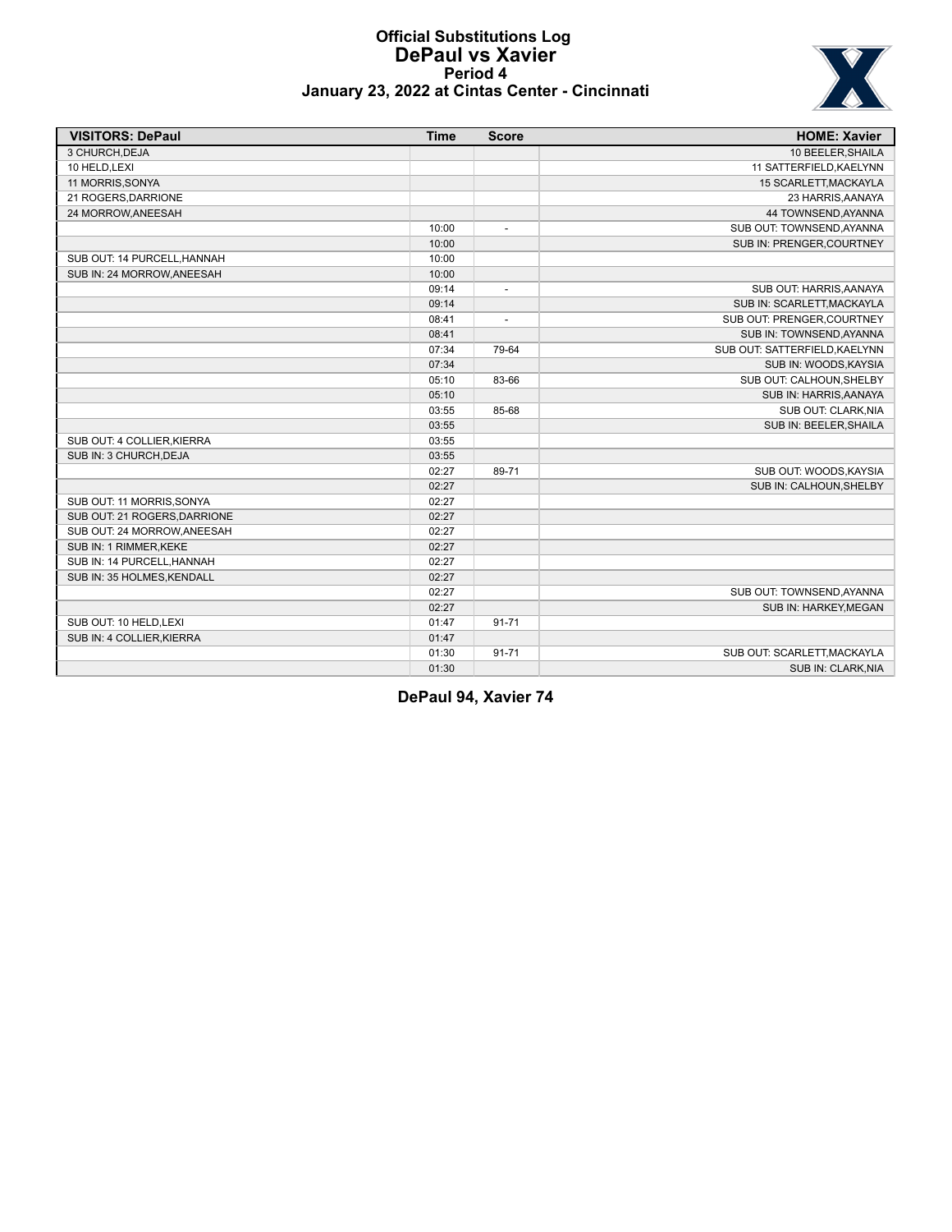# Official Substitutions Log
## DePaul vs Xavier
### Period 4
### January 23, 2022 at Cintas Center - Cincinnati

| VISITORS: DePaul | Time | Score | HOME: Xavier |
|---|---|---|---|
| 3 CHURCH,DEJA | | | 10 BEELER,SHAILA |
| 10 HELD,LEXI | | | 11 SATTERFIELD,KAELYNN |
| 11 MORRIS,SONYA | | | 15 SCARLETT,MACKAYLA |
| 21 ROGERS,DARRIONE | | | 23 HARRIS,AANAYA |
| 24 MORROW,ANEESAH | | | 44 TOWNSEND,AYANNA |
| | 10:00 | - | SUB OUT: TOWNSEND,AYANNA |
| | 10:00 | | SUB IN: PRENGER,COURTNEY |
| SUB OUT: 14 PURCELL,HANNAH | 10:00 | | |
| SUB IN: 24 MORROW,ANEESAH | 10:00 | | |
| | 09:14 | - | SUB OUT: HARRIS,AANAYA |
| | 09:14 | | SUB IN: SCARLETT,MACKAYLA |
| | 08:41 | - | SUB OUT: PRENGER,COURTNEY |
| | 08:41 | | SUB IN: TOWNSEND,AYANNA |
| | 07:34 | 79-64 | SUB OUT: SATTERFIELD,KAELYNN |
| | 07:34 | | SUB IN: WOODS,KAYSIA |
| | 05:10 | 83-66 | SUB OUT: CALHOUN,SHELBY |
| | 05:10 | | SUB IN: HARRIS,AANAYA |
| | 03:55 | 85-68 | SUB OUT: CLARK,NIA |
| | 03:55 | | SUB IN: BEELER,SHAILA |
| SUB OUT: 4 COLLIER,KIERRA | 03:55 | | |
| SUB IN: 3 CHURCH,DEJA | 03:55 | | |
| | 02:27 | 89-71 | SUB OUT: WOODS,KAYSIA |
| | 02:27 | | SUB IN: CALHOUN,SHELBY |
| SUB OUT: 11 MORRIS,SONYA | 02:27 | | |
| SUB OUT: 21 ROGERS,DARRIONE | 02:27 | | |
| SUB OUT: 24 MORROW,ANEESAH | 02:27 | | |
| SUB IN: 1 RIMMER,KEKE | 02:27 | | |
| SUB IN: 14 PURCELL,HANNAH | 02:27 | | |
| SUB IN: 35 HOLMES,KENDALL | 02:27 | | |
| | 02:27 | | SUB OUT: TOWNSEND,AYANNA |
| | 02:27 | | SUB IN: HARKEY,MEGAN |
| SUB OUT: 10 HELD,LEXI | 01:47 | 91-71 | |
| SUB IN: 4 COLLIER,KIERRA | 01:47 | | |
| | 01:30 | 91-71 | SUB OUT: SCARLETT,MACKAYLA |
| | 01:30 | | SUB IN: CLARK,NIA |

**DePaul 94, Xavier 74**